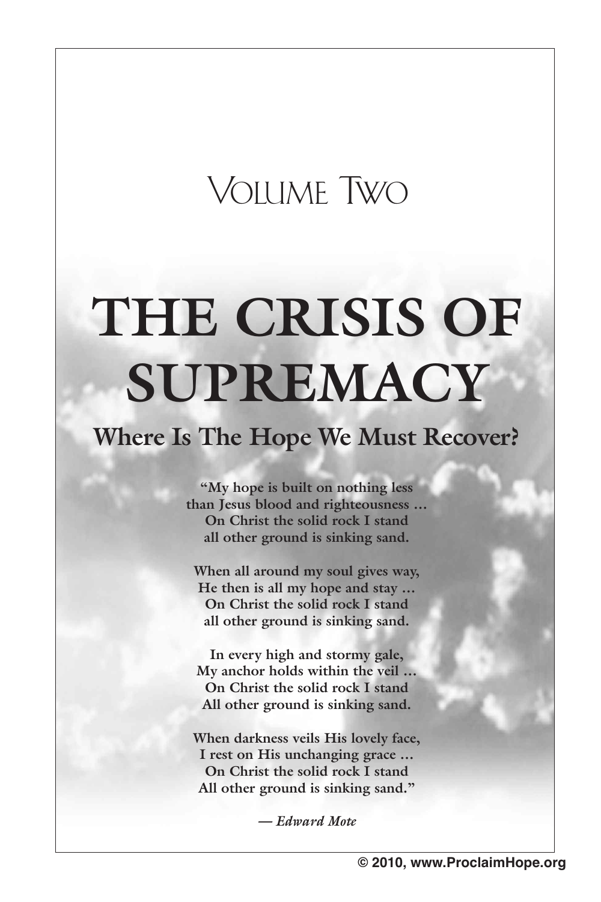# Volume Two

# THE CRISIS OF SUPREMACY

## Where Is The Hope We Must Recover?

**"My hope is built on nothing less**
**than Jesus blood and righteousness …**
**On Christ the solid rock I stand**
**all other ground is sinking sand.**

**When all around my soul gives way,**
**He then is all my hope and stay …**
**On Christ the solid rock I stand**
**all other ground is sinking sand.**

**In every high and stormy gale,**
**My anchor holds within the veil …**
**On Christ the solid rock I stand**
**All other ground is sinking sand.**

**When darkness veils His lovely face,**
**I rest on His unchanging grace …**
**On Christ the solid rock I stand**
**All other ground is sinking sand."**

***— Edward Mote***

**© 2010, www.ProclaimHope.org**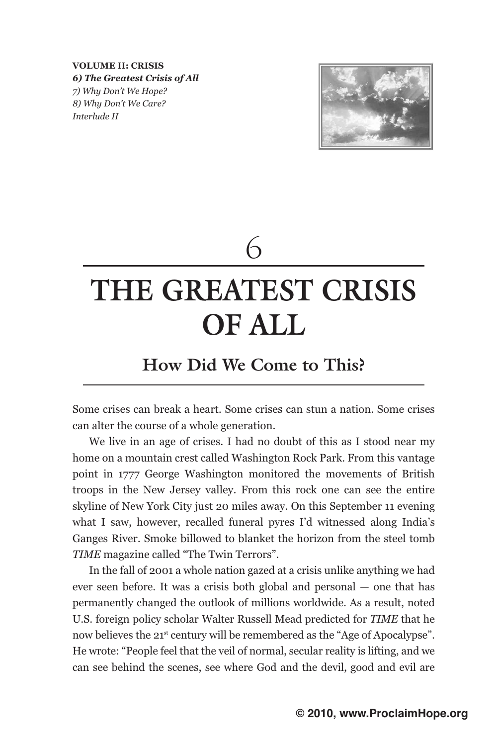**VOLUME II: CRISIS**
***6) The Greatest Crisis of All***
*7) Why Don't We Hope?*
*8) Why Don't We Care?*
*Interlude II*

# 6

# THE GREATEST CRISIS OF ALL

## How Did We Come to This?

Some crises can break a heart. Some crises can stun a nation. Some crises can alter the course of a whole generation.

We live in an age of crises. I had no doubt of this as I stood near my home on a mountain crest called Washington Rock Park. From this vantage point in 1777 George Washington monitored the movements of British troops in the New Jersey valley. From this rock one can see the entire skyline of New York City just 20 miles away. On this September 11 evening what I saw, however, recalled funeral pyres I'd witnessed along India's Ganges River. Smoke billowed to blanket the horizon from the steel tomb *TIME* magazine called "The Twin Terrors".

In the fall of 2001 a whole nation gazed at a crisis unlike anything we had ever seen before. It was a crisis both global and personal — one that has permanently changed the outlook of millions worldwide. As a result, noted U.S. foreign policy scholar Walter Russell Mead predicted for *TIME* that he now believes the 21st century will be remembered as the "Age of Apocalypse". He wrote: "People feel that the veil of normal, secular reality is lifting, and we can see behind the scenes, see where God and the devil, good and evil are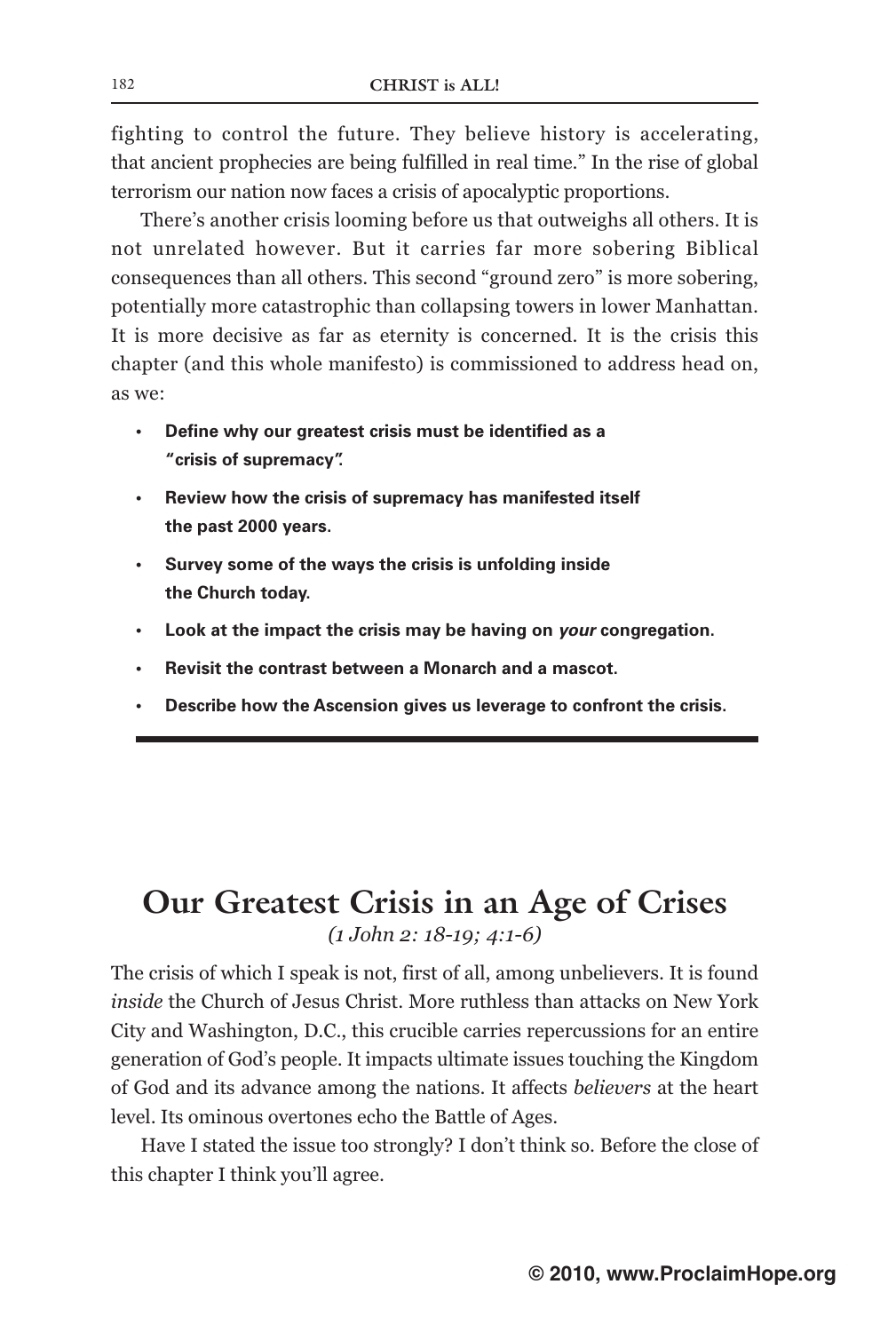fighting to control the future. They believe history is accelerating, that ancient prophecies are being fulfilled in real time." In the rise of global terrorism our nation now faces a crisis of apocalyptic proportions.

There's another crisis looming before us that outweighs all others. It is not unrelated however. But it carries far more sobering Biblical consequences than all others. This second "ground zero" is more sobering, potentially more catastrophic than collapsing towers in lower Manhattan. It is more decisive as far as eternity is concerned. It is the crisis this chapter (and this whole manifesto) is commissioned to address head on, as we:

- **Define why our greatest crisis must be identified as a "crisis of supremacy".**
- **Review how the crisis of supremacy has manifested itself the past 2000 years.**
- **Survey some of the ways the crisis is unfolding inside the Church today.**
- **Look at the impact the crisis may be having on *your* congregation.**
- **Revisit the contrast between a Monarch and a mascot.**
- **Describe how the Ascension gives us leverage to confront the crisis.**

## Our Greatest Crisis in an Age of Crises

*(1 John 2: 18-19; 4:1-6)*

The crisis of which I speak is not, first of all, among unbelievers. It is found *inside* the Church of Jesus Christ. More ruthless than attacks on New York City and Washington, D.C., this crucible carries repercussions for an entire generation of God's people. It impacts ultimate issues touching the Kingdom of God and its advance among the nations. It affects *believers* at the heart level. Its ominous overtones echo the Battle of Ages.

Have I stated the issue too strongly? I don't think so. Before the close of this chapter I think you'll agree.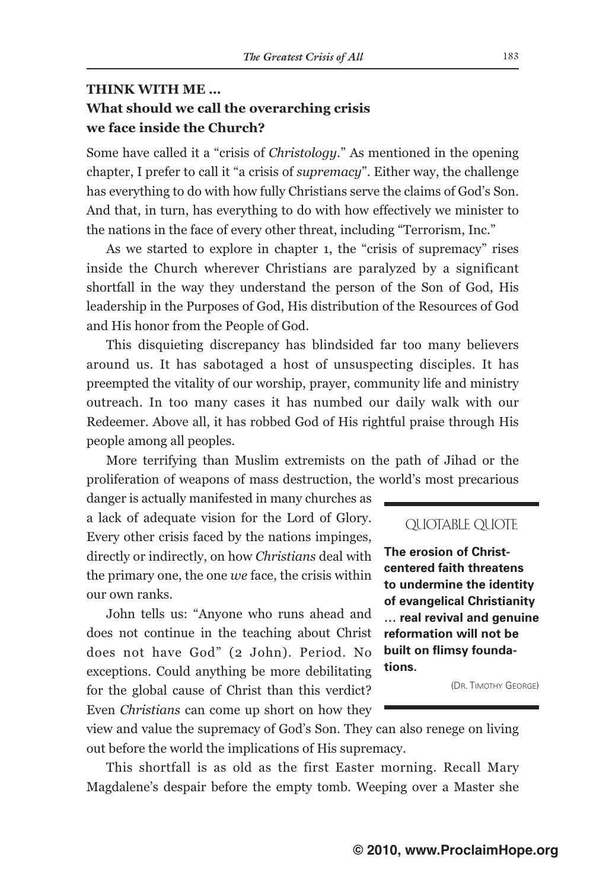**THINK WITH ME ...**
**What should we call the overarching crisis we face inside the Church?**

Some have called it a "crisis of *Christology*." As mentioned in the opening chapter, I prefer to call it "a crisis of *supremacy*". Either way, the challenge has everything to do with how fully Christians serve the claims of God's Son. And that, in turn, has everything to do with how effectively we minister to the nations in the face of every other threat, including "Terrorism, Inc."

As we started to explore in chapter 1, the "crisis of supremacy" rises inside the Church wherever Christians are paralyzed by a significant shortfall in the way they understand the person of the Son of God, His leadership in the Purposes of God, His distribution of the Resources of God and His honor from the People of God.

This disquieting discrepancy has blindsided far too many believers around us. It has sabotaged a host of unsuspecting disciples. It has preempted the vitality of our worship, prayer, community life and ministry outreach. In too many cases it has numbed our daily walk with our Redeemer. Above all, it has robbed God of His rightful praise through His people among all peoples.

More terrifying than Muslim extremists on the path of Jihad or the proliferation of weapons of mass destruction, the world's most precarious danger is actually manifested in many churches as a lack of adequate vision for the Lord of Glory. Every other crisis faced by the nations impinges, directly or indirectly, on how *Christians* deal with the primary one, the one *we* face, the crisis within our own ranks.

QUOTABLE QUOTE

**The erosion of Christ-centered faith threatens to undermine the identity of evangelical Christianity ... real revival and genuine reformation will not be built on flimsy foundations.**

(Dr. Timothy George)

John tells us: "Anyone who runs ahead and does not continue in the teaching about Christ does not have God" (2 John). Period. No exceptions. Could anything be more debilitating for the global cause of Christ than this verdict? Even *Christians* can come up short on how they view and value the supremacy of God's Son. They can also renege on living out before the world the implications of His supremacy.

This shortfall is as old as the first Easter morning. Recall Mary Magdalene's despair before the empty tomb. Weeping over a Master she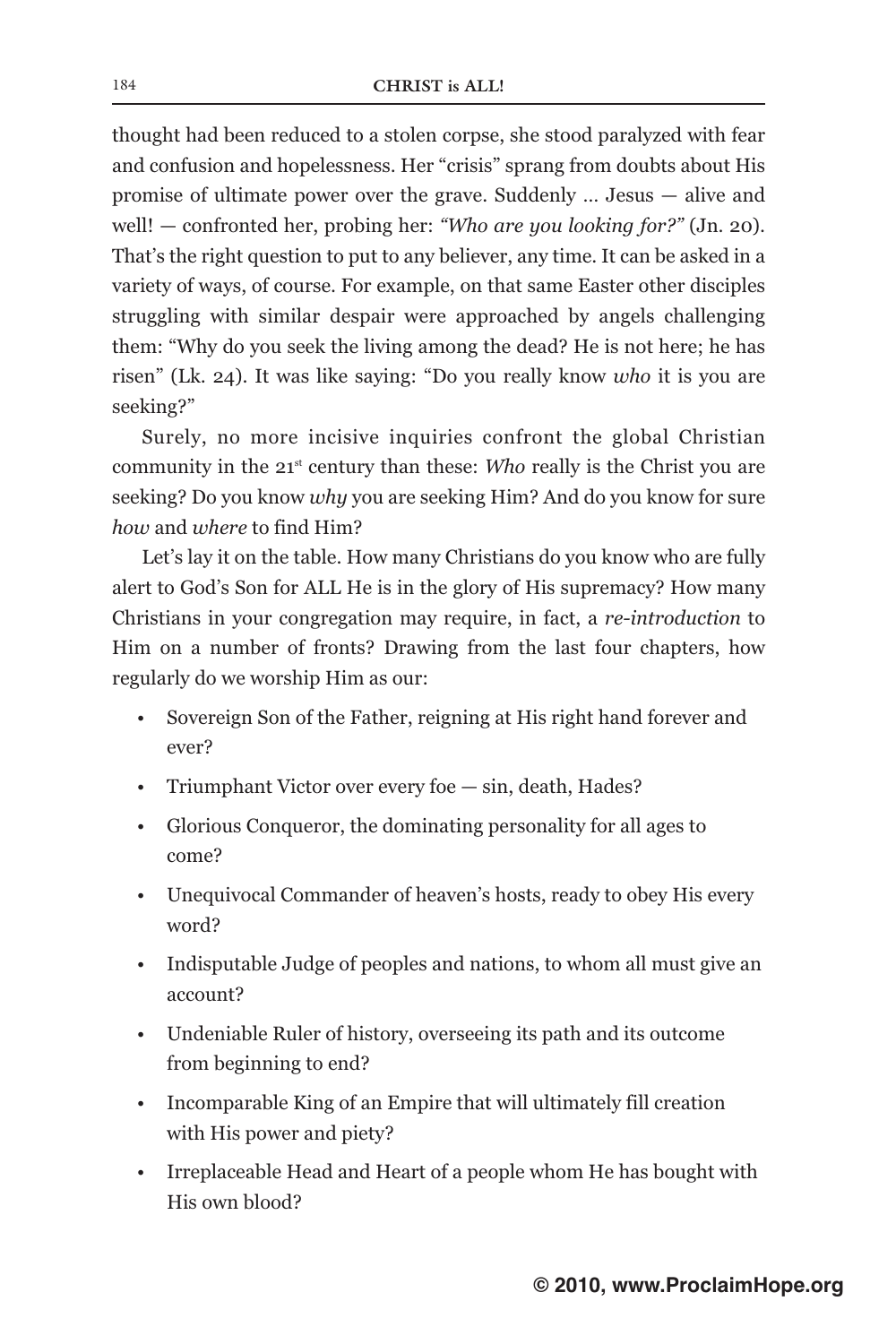thought had been reduced to a stolen corpse, she stood paralyzed with fear and confusion and hopelessness. Her "crisis" sprang from doubts about His promise of ultimate power over the grave. Suddenly ... Jesus — alive and well! — confronted her, probing her: *"Who are you looking for?"* (Jn. 20). That's the right question to put to any believer, any time. It can be asked in a variety of ways, of course. For example, on that same Easter other disciples struggling with similar despair were approached by angels challenging them: "Why do you seek the living among the dead? He is not here; he has risen" (Lk. 24). It was like saying: "Do you really know *who* it is you are seeking?"

Surely, no more incisive inquiries confront the global Christian community in the 21st century than these: *Who* really is the Christ you are seeking? Do you know *why* you are seeking Him? And do you know for sure *how* and *where* to find Him?

Let's lay it on the table. How many Christians do you know who are fully alert to God's Son for ALL He is in the glory of His supremacy? How many Christians in your congregation may require, in fact, a *re-introduction* to Him on a number of fronts? Drawing from the last four chapters, how regularly do we worship Him as our:

- Sovereign Son of the Father, reigning at His right hand forever and ever?
- Triumphant Victor over every foe — sin, death, Hades?
- Glorious Conqueror, the dominating personality for all ages to come?
- Unequivocal Commander of heaven's hosts, ready to obey His every word?
- Indisputable Judge of peoples and nations, to whom all must give an account?
- Undeniable Ruler of history, overseeing its path and its outcome from beginning to end?
- Incomparable King of an Empire that will ultimately fill creation with His power and piety?
- Irreplaceable Head and Heart of a people whom He has bought with His own blood?

**© 2010, www.ProclaimHope.org**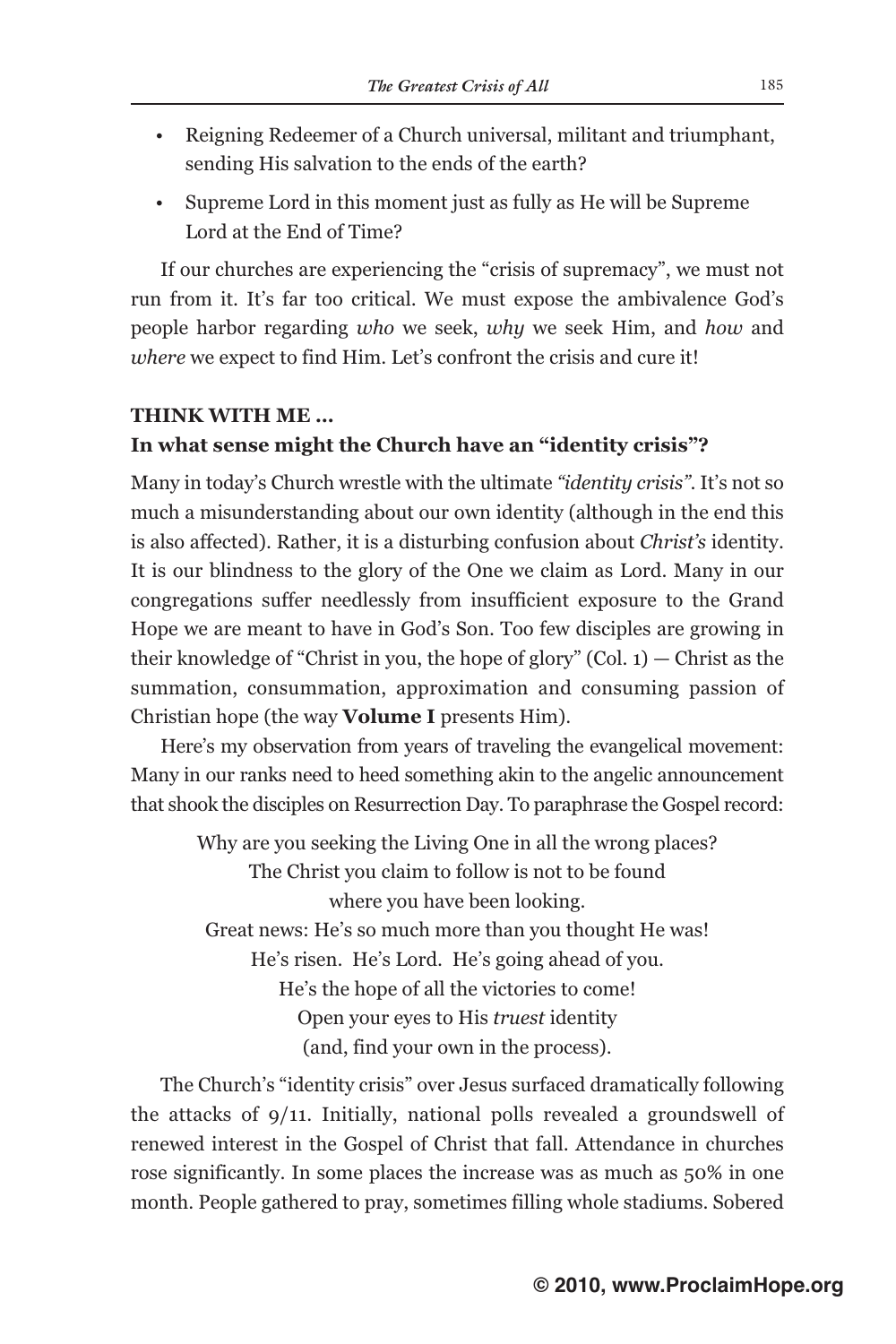- Reigning Redeemer of a Church universal, militant and triumphant, sending His salvation to the ends of the earth?
- Supreme Lord in this moment just as fully as He will be Supreme Lord at the End of Time?

If our churches are experiencing the "crisis of supremacy", we must not run from it. It's far too critical. We must expose the ambivalence God's people harbor regarding *who* we seek, *why* we seek Him, and *how* and *where* we expect to find Him. Let's confront the crisis and cure it!

**THINK WITH ME ...**

**In what sense might the Church have an "identity crisis"?**

Many in today's Church wrestle with the ultimate *"identity crisis"*. It's not so much a misunderstanding about our own identity (although in the end this is also affected). Rather, it is a disturbing confusion about *Christ's* identity. It is our blindness to the glory of the One we claim as Lord. Many in our congregations suffer needlessly from insufficient exposure to the Grand Hope we are meant to have in God's Son. Too few disciples are growing in their knowledge of "Christ in you, the hope of glory" (Col. 1) — Christ as the summation, consummation, approximation and consuming passion of Christian hope (the way **Volume I** presents Him).

Here's my observation from years of traveling the evangelical movement: Many in our ranks need to heed something akin to the angelic announcement that shook the disciples on Resurrection Day. To paraphrase the Gospel record:

> Why are you seeking the Living One in all the wrong places?
> The Christ you claim to follow is not to be found
> where you have been looking.
> Great news: He's so much more than you thought He was!
> He's risen. He's Lord. He's going ahead of you.
> He's the hope of all the victories to come!
> Open your eyes to His *truest* identity
> (and, find your own in the process).

The Church's "identity crisis" over Jesus surfaced dramatically following the attacks of 9/11. Initially, national polls revealed a groundswell of renewed interest in the Gospel of Christ that fall. Attendance in churches rose significantly. In some places the increase was as much as 50% in one month. People gathered to pray, sometimes filling whole stadiums. Sobered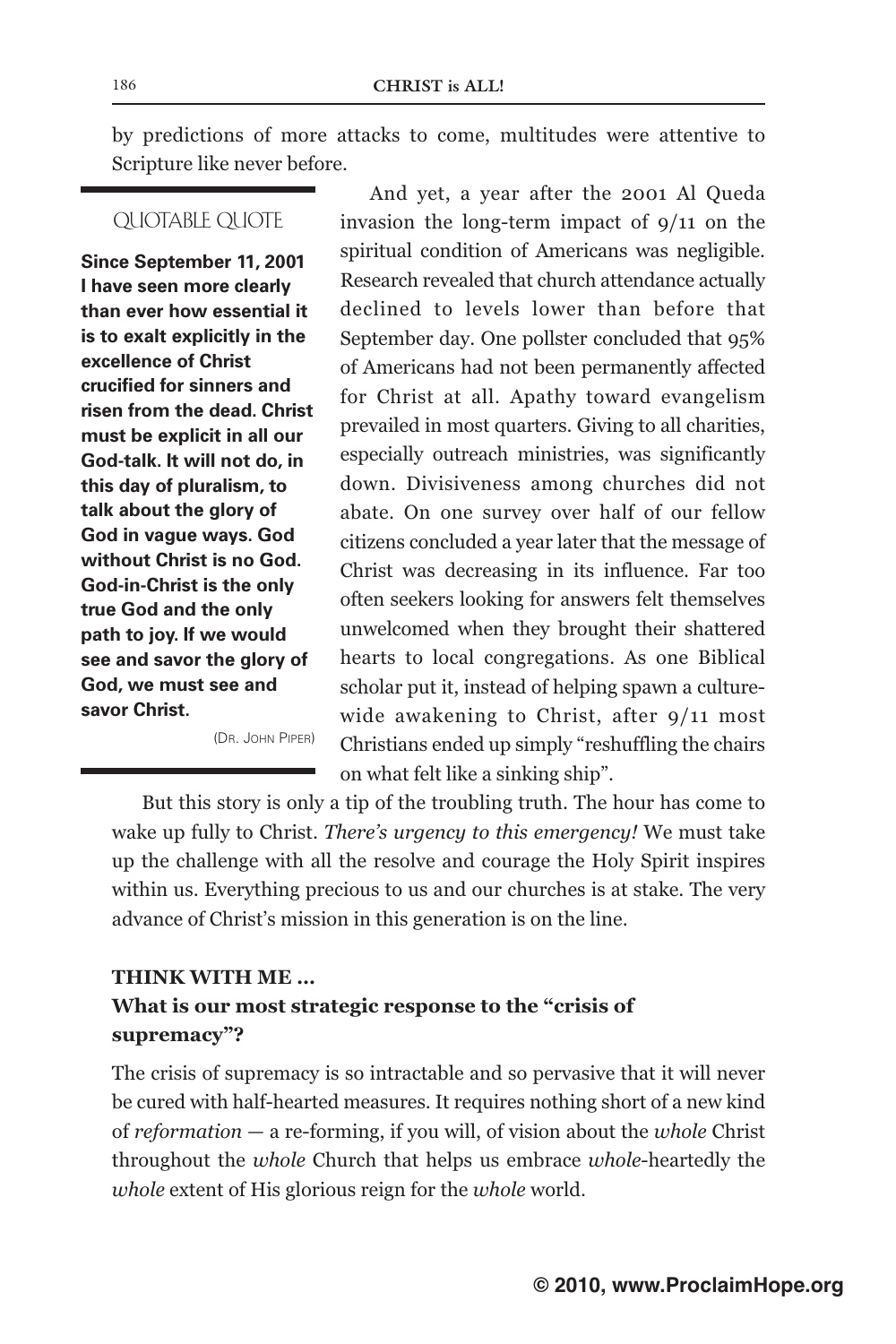by predictions of more attacks to come, multitudes were attentive to Scripture like never before.

> QUOTABLE QUOTE
>
> **Since September 11, 2001 I have seen more clearly than ever how essential it is to exalt explicitly in the excellence of Christ crucified for sinners and risen from the dead. Christ must be explicit in all our God-talk. It will not do, in this day of pluralism, to talk about the glory of God in vague ways. God without Christ is no God. God-in-Christ is the only true God and the only path to joy. If we would see and savor the glory of God, we must see and savor Christ.**
>
> (Dr. John Piper)

And yet, a year after the 2001 Al Queda invasion the long-term impact of 9/11 on the spiritual condition of Americans was negligible. Research revealed that church attendance actually declined to levels lower than before that September day. One pollster concluded that 95% of Americans had not been permanently affected for Christ at all. Apathy toward evangelism prevailed in most quarters. Giving to all charities, especially outreach ministries, was significantly down. Divisiveness among churches did not abate. On one survey over half of our fellow citizens concluded a year later that the message of Christ was decreasing in its influence. Far too often seekers looking for answers felt themselves unwelcomed when they brought their shattered hearts to local congregations. As one Biblical scholar put it, instead of helping spawn a culture-wide awakening to Christ, after 9/11 most Christians ended up simply "reshuffling the chairs on what felt like a sinking ship".

But this story is only a tip of the troubling truth. The hour has come to wake up fully to Christ. *There's urgency to this emergency!* We must take up the challenge with all the resolve and courage the Holy Spirit inspires within us. Everything precious to us and our churches is at stake. The very advance of Christ's mission in this generation is on the line.

**THINK WITH ME …**
**What is our most strategic response to the "crisis of supremacy"?**

The crisis of supremacy is so intractable and so pervasive that it will never be cured with half-hearted measures. It requires nothing short of a new kind of *reformation* — a re-forming, if you will, of vision about the *whole* Christ throughout the *whole* Church that helps us embrace *whole*-heartedly the *whole* extent of His glorious reign for the *whole* world.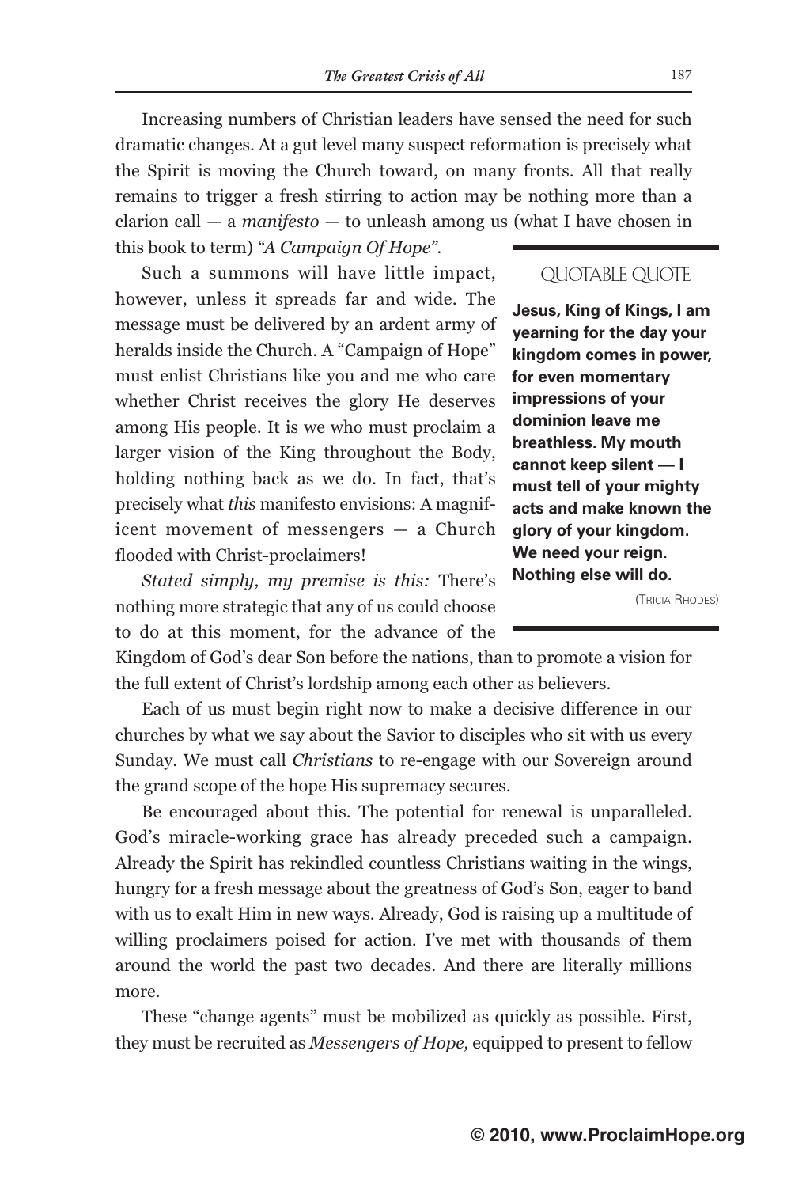Increasing numbers of Christian leaders have sensed the need for such dramatic changes. At a gut level many suspect reformation is precisely what the Spirit is moving the Church toward, on many fronts. All that really remains to trigger a fresh stirring to action may be nothing more than a clarion call — a *manifesto* — to unleash among us (what I have chosen in this book to term) *"A Campaign Of Hope"*.

Such a summons will have little impact, however, unless it spreads far and wide. The message must be delivered by an ardent army of heralds inside the Church. A "Campaign of Hope" must enlist Christians like you and me who care whether Christ receives the glory He deserves among His people. It is we who must proclaim a larger vision of the King throughout the Body, holding nothing back as we do. In fact, that's precisely what *this* manifesto envisions: A magnificent movement of messengers — a Church flooded with Christ-proclaimers!

> QUOTABLE QUOTE
>
> **Jesus, King of Kings, I am yearning for the day your kingdom comes in power, for even momentary impressions of your dominion leave me breathless. My mouth cannot keep silent — I must tell of your mighty acts and make known the glory of your kingdom. We need your reign. Nothing else will do.**
>
> (Tricia Rhodes)

*Stated simply, my premise is this:* There's nothing more strategic that any of us could choose to do at this moment, for the advance of the Kingdom of God's dear Son before the nations, than to promote a vision for the full extent of Christ's lordship among each other as believers.

Each of us must begin right now to make a decisive difference in our churches by what we say about the Savior to disciples who sit with us every Sunday. We must call *Christians* to re-engage with our Sovereign around the grand scope of the hope His supremacy secures.

Be encouraged about this. The potential for renewal is unparalleled. God's miracle-working grace has already preceded such a campaign. Already the Spirit has rekindled countless Christians waiting in the wings, hungry for a fresh message about the greatness of God's Son, eager to band with us to exalt Him in new ways. Already, God is raising up a multitude of willing proclaimers poised for action. I've met with thousands of them around the world the past two decades. And there are literally millions more.

These "change agents" must be mobilized as quickly as possible. First, they must be recruited as *Messengers of Hope,* equipped to present to fellow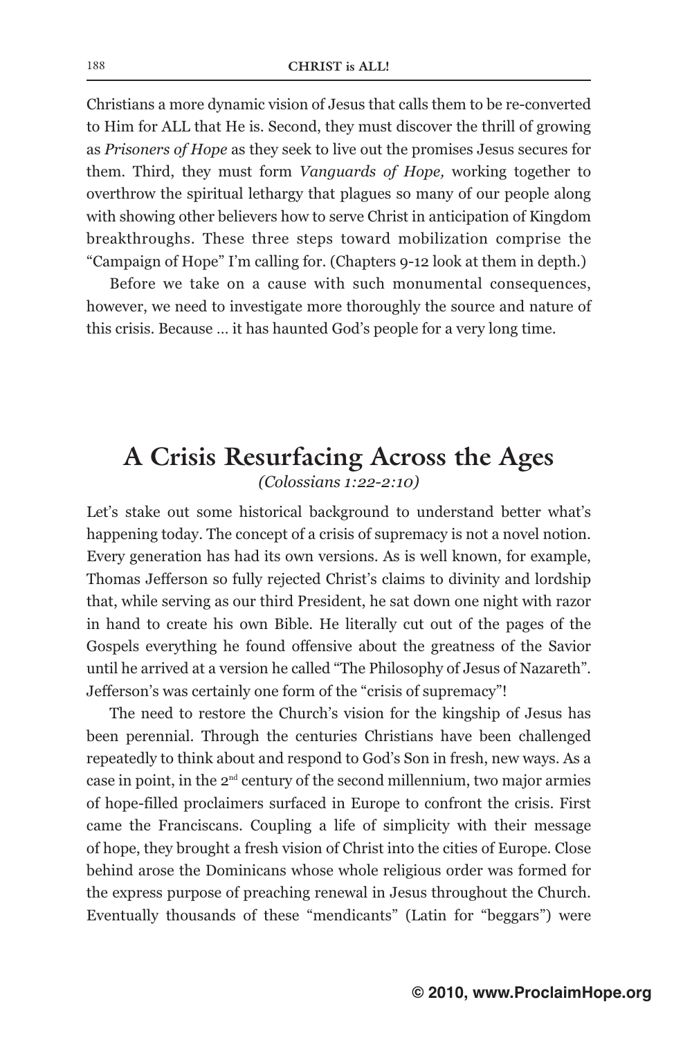Christians a more dynamic vision of Jesus that calls them to be re-converted to Him for ALL that He is. Second, they must discover the thrill of growing as *Prisoners of Hope* as they seek to live out the promises Jesus secures for them. Third, they must form *Vanguards of Hope,* working together to overthrow the spiritual lethargy that plagues so many of our people along with showing other believers how to serve Christ in anticipation of Kingdom breakthroughs. These three steps toward mobilization comprise the "Campaign of Hope" I'm calling for. (Chapters 9-12 look at them in depth.)

Before we take on a cause with such monumental consequences, however, we need to investigate more thoroughly the source and nature of this crisis. Because … it has haunted God's people for a very long time.

## A Crisis Resurfacing Across the Ages

*(Colossians 1:22-2:10)*

Let's stake out some historical background to understand better what's happening today. The concept of a crisis of supremacy is not a novel notion. Every generation has had its own versions. As is well known, for example, Thomas Jefferson so fully rejected Christ's claims to divinity and lordship that, while serving as our third President, he sat down one night with razor in hand to create his own Bible. He literally cut out of the pages of the Gospels everything he found offensive about the greatness of the Savior until he arrived at a version he called "The Philosophy of Jesus of Nazareth". Jefferson's was certainly one form of the "crisis of supremacy"!

The need to restore the Church's vision for the kingship of Jesus has been perennial. Through the centuries Christians have been challenged repeatedly to think about and respond to God's Son in fresh, new ways. As a case in point, in the 2nd century of the second millennium, two major armies of hope-filled proclaimers surfaced in Europe to confront the crisis. First came the Franciscans. Coupling a life of simplicity with their message of hope, they brought a fresh vision of Christ into the cities of Europe. Close behind arose the Dominicans whose whole religious order was formed for the express purpose of preaching renewal in Jesus throughout the Church. Eventually thousands of these "mendicants" (Latin for "beggars") were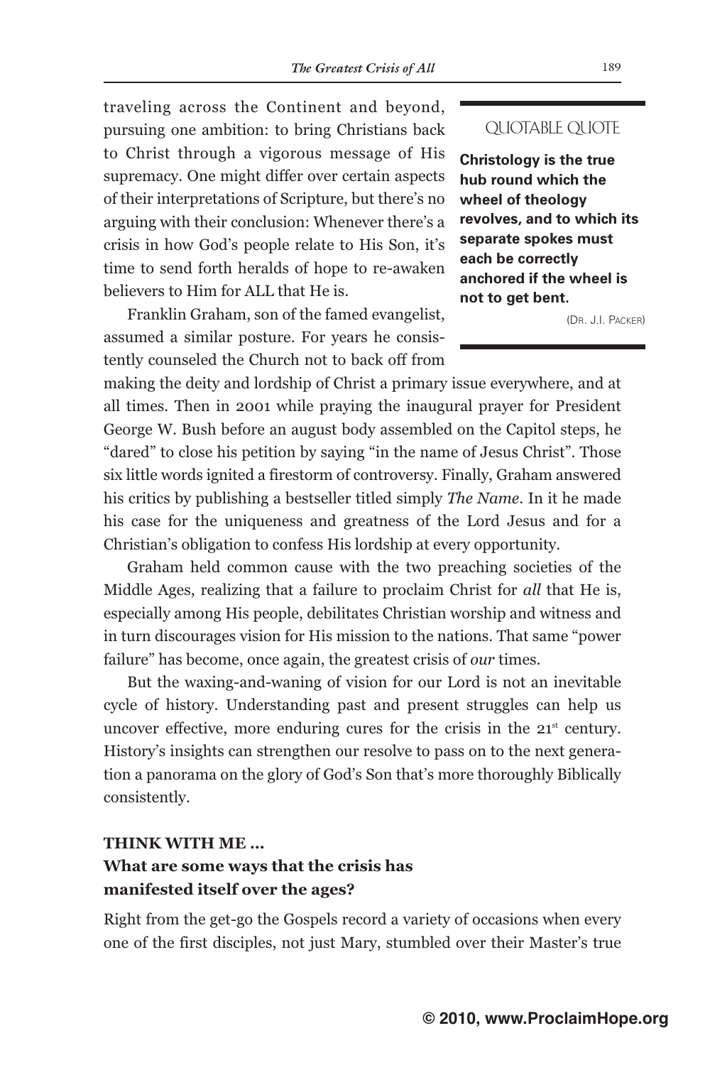traveling across the Continent and beyond, pursuing one ambition: to bring Christians back to Christ through a vigorous message of His supremacy. One might differ over certain aspects of their interpretations of Scripture, but there's no arguing with their conclusion: Whenever there's a crisis in how God's people relate to His Son, it's time to send forth heralds of hope to re-awaken believers to Him for ALL that He is.

QUOTABLE QUOTE

**Christology is the true hub round which the wheel of theology revolves, and to which its separate spokes must each be correctly anchored if the wheel is not to get bent.**

(Dr. J.I. Packer)

Franklin Graham, son of the famed evangelist, assumed a similar posture. For years he consistently counseled the Church not to back off from making the deity and lordship of Christ a primary issue everywhere, and at all times. Then in 2001 while praying the inaugural prayer for President George W. Bush before an august body assembled on the Capitol steps, he "dared" to close his petition by saying "in the name of Jesus Christ". Those six little words ignited a firestorm of controversy. Finally, Graham answered his critics by publishing a bestseller titled simply *The Name*. In it he made his case for the uniqueness and greatness of the Lord Jesus and for a Christian's obligation to confess His lordship at every opportunity.

Graham held common cause with the two preaching societies of the Middle Ages, realizing that a failure to proclaim Christ for *all* that He is, especially among His people, debilitates Christian worship and witness and in turn discourages vision for His mission to the nations. That same "power failure" has become, once again, the greatest crisis of *our* times.

But the waxing-and-waning of vision for our Lord is not an inevitable cycle of history. Understanding past and present struggles can help us uncover effective, more enduring cures for the crisis in the 21st century. History's insights can strengthen our resolve to pass on to the next generation a panorama on the glory of God's Son that's more thoroughly Biblically consistently.

**THINK WITH ME ...**
**What are some ways that the crisis has manifested itself over the ages?**

Right from the get-go the Gospels record a variety of occasions when every one of the first disciples, not just Mary, stumbled over their Master's true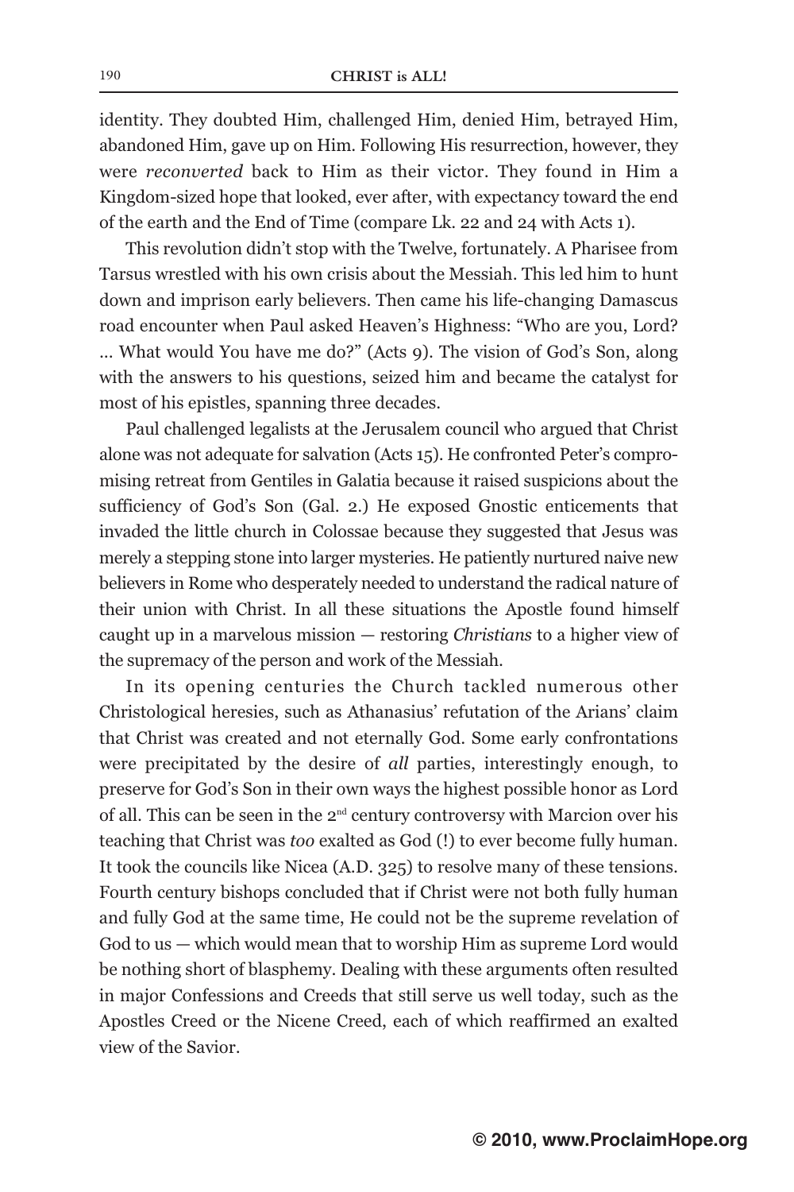identity. They doubted Him, challenged Him, denied Him, betrayed Him, abandoned Him, gave up on Him. Following His resurrection, however, they were *reconverted* back to Him as their victor. They found in Him a Kingdom-sized hope that looked, ever after, with expectancy toward the end of the earth and the End of Time (compare Lk. 22 and 24 with Acts 1).

This revolution didn't stop with the Twelve, fortunately. A Pharisee from Tarsus wrestled with his own crisis about the Messiah. This led him to hunt down and imprison early believers. Then came his life-changing Damascus road encounter when Paul asked Heaven's Highness: "Who are you, Lord? ... What would You have me do?" (Acts 9). The vision of God's Son, along with the answers to his questions, seized him and became the catalyst for most of his epistles, spanning three decades.

Paul challenged legalists at the Jerusalem council who argued that Christ alone was not adequate for salvation (Acts 15). He confronted Peter's compromising retreat from Gentiles in Galatia because it raised suspicions about the sufficiency of God's Son (Gal. 2.) He exposed Gnostic enticements that invaded the little church in Colossae because they suggested that Jesus was merely a stepping stone into larger mysteries. He patiently nurtured naive new believers in Rome who desperately needed to understand the radical nature of their union with Christ. In all these situations the Apostle found himself caught up in a marvelous mission — restoring *Christians* to a higher view of the supremacy of the person and work of the Messiah.

In its opening centuries the Church tackled numerous other Christological heresies, such as Athanasius' refutation of the Arians' claim that Christ was created and not eternally God. Some early confrontations were precipitated by the desire of *all* parties, interestingly enough, to preserve for God's Son in their own ways the highest possible honor as Lord of all. This can be seen in the 2nd century controversy with Marcion over his teaching that Christ was *too* exalted as God (!) to ever become fully human. It took the councils like Nicea (A.D. 325) to resolve many of these tensions. Fourth century bishops concluded that if Christ were not both fully human and fully God at the same time, He could not be the supreme revelation of God to us — which would mean that to worship Him as supreme Lord would be nothing short of blasphemy. Dealing with these arguments often resulted in major Confessions and Creeds that still serve us well today, such as the Apostles Creed or the Nicene Creed, each of which reaffirmed an exalted view of the Savior.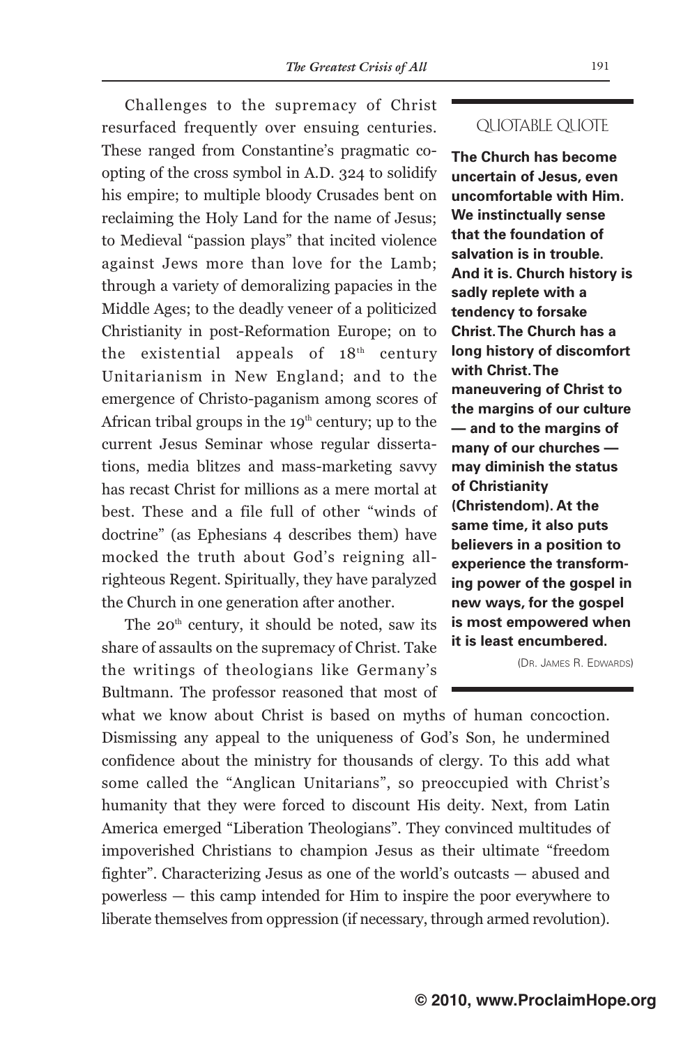Challenges to the supremacy of Christ resurfaced frequently over ensuing centuries. These ranged from Constantine's pragmatic co-opting of the cross symbol in A.D. 324 to solidify his empire; to multiple bloody Crusades bent on reclaiming the Holy Land for the name of Jesus; to Medieval "passion plays" that incited violence against Jews more than love for the Lamb; through a variety of demoralizing papacies in the Middle Ages; to the deadly veneer of a politicized Christianity in post-Reformation Europe; on to the existential appeals of 18th century Unitarianism in New England; and to the emergence of Christo-paganism among scores of African tribal groups in the 19th century; up to the current Jesus Seminar whose regular dissertations, media blitzes and mass-marketing savvy has recast Christ for millions as a mere mortal at best. These and a file full of other "winds of doctrine" (as Ephesians 4 describes them) have mocked the truth about God's reigning all-righteous Regent. Spiritually, they have paralyzed the Church in one generation after another.

> QUOTABLE QUOTE
>
> **The Church has become uncertain of Jesus, even uncomfortable with Him. We instinctually sense that the foundation of salvation is in trouble. And it is. Church history is sadly replete with a tendency to forsake Christ. The Church has a long history of discomfort with Christ. The maneuvering of Christ to the margins of our culture — and to the margins of many of our churches — may diminish the status of Christianity (Christendom). At the same time, it also puts believers in a position to experience the transforming power of the gospel in new ways, for the gospel is most empowered when it is least encumbered.**
>
> (DR. JAMES R. EDWARDS)

The 20th century, it should be noted, saw its share of assaults on the supremacy of Christ. Take the writings of theologians like Germany's Bultmann. The professor reasoned that most of what we know about Christ is based on myths of human concoction. Dismissing any appeal to the uniqueness of God's Son, he undermined confidence about the ministry for thousands of clergy. To this add what some called the "Anglican Unitarians", so preoccupied with Christ's humanity that they were forced to discount His deity. Next, from Latin America emerged "Liberation Theologians". They convinced multitudes of impoverished Christians to champion Jesus as their ultimate "freedom fighter". Characterizing Jesus as one of the world's outcasts — abused and powerless — this camp intended for Him to inspire the poor everywhere to liberate themselves from oppression (if necessary, through armed revolution).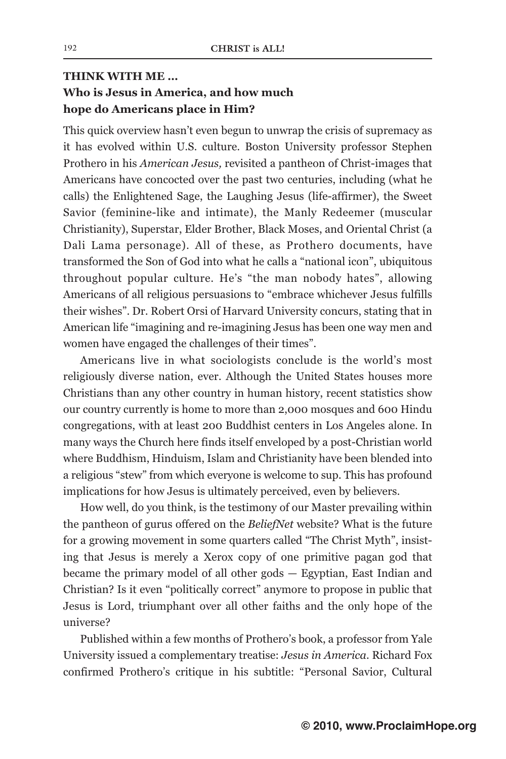**THINK WITH ME ...**
**Who is Jesus in America, and how much hope do Americans place in Him?**

This quick overview hasn't even begun to unwrap the crisis of supremacy as it has evolved within U.S. culture. Boston University professor Stephen Prothero in his *American Jesus,* revisited a pantheon of Christ-images that Americans have concocted over the past two centuries, including (what he calls) the Enlightened Sage, the Laughing Jesus (life-affirmer), the Sweet Savior (feminine-like and intimate), the Manly Redeemer (muscular Christianity), Superstar, Elder Brother, Black Moses, and Oriental Christ (a Dali Lama personage). All of these, as Prothero documents, have transformed the Son of God into what he calls a "national icon", ubiquitous throughout popular culture. He's "the man nobody hates", allowing Americans of all religious persuasions to "embrace whichever Jesus fulfills their wishes". Dr. Robert Orsi of Harvard University concurs, stating that in American life "imagining and re-imagining Jesus has been one way men and women have engaged the challenges of their times".

Americans live in what sociologists conclude is the world's most religiously diverse nation, ever. Although the United States houses more Christians than any other country in human history, recent statistics show our country currently is home to more than 2,000 mosques and 600 Hindu congregations, with at least 200 Buddhist centers in Los Angeles alone. In many ways the Church here finds itself enveloped by a post-Christian world where Buddhism, Hinduism, Islam and Christianity have been blended into a religious "stew" from which everyone is welcome to sup. This has profound implications for how Jesus is ultimately perceived, even by believers.

How well, do you think, is the testimony of our Master prevailing within the pantheon of gurus offered on the *BeliefNet* website? What is the future for a growing movement in some quarters called "The Christ Myth", insisting that Jesus is merely a Xerox copy of one primitive pagan god that became the primary model of all other gods — Egyptian, East Indian and Christian? Is it even "politically correct" anymore to propose in public that Jesus is Lord, triumphant over all other faiths and the only hope of the universe?

Published within a few months of Prothero's book, a professor from Yale University issued a complementary treatise: *Jesus in America.* Richard Fox confirmed Prothero's critique in his subtitle: "Personal Savior, Cultural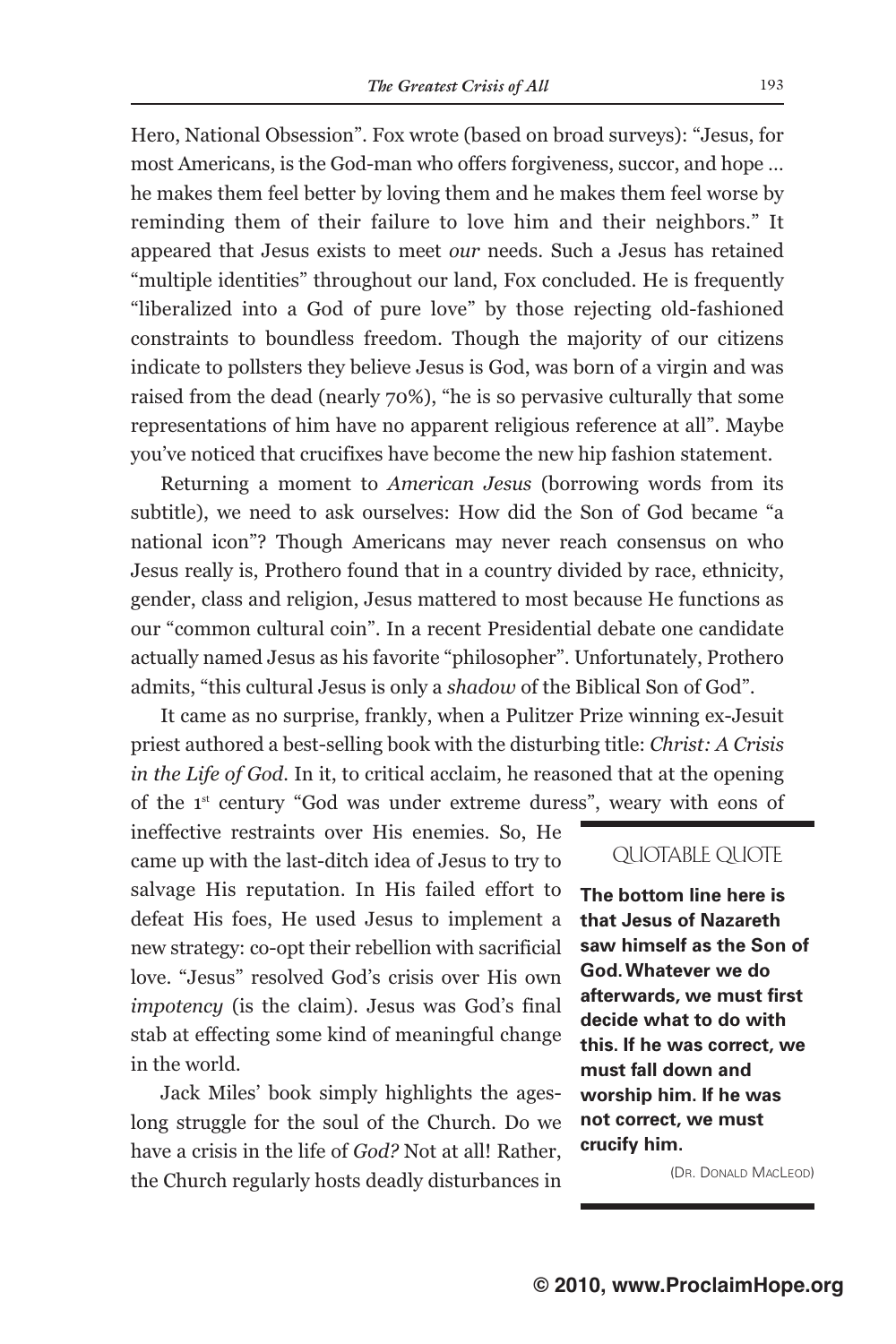Hero, National Obsession". Fox wrote (based on broad surveys): "Jesus, for most Americans, is the God-man who offers forgiveness, succor, and hope … he makes them feel better by loving them and he makes them feel worse by reminding them of their failure to love him and their neighbors." It appeared that Jesus exists to meet *our* needs. Such a Jesus has retained "multiple identities" throughout our land, Fox concluded. He is frequently "liberalized into a God of pure love" by those rejecting old-fashioned constraints to boundless freedom. Though the majority of our citizens indicate to pollsters they believe Jesus is God, was born of a virgin and was raised from the dead (nearly 70%), "he is so pervasive culturally that some representations of him have no apparent religious reference at all". Maybe you've noticed that crucifixes have become the new hip fashion statement.

Returning a moment to *American Jesus* (borrowing words from its subtitle), we need to ask ourselves: How did the Son of God became "a national icon"? Though Americans may never reach consensus on who Jesus really is, Prothero found that in a country divided by race, ethnicity, gender, class and religion, Jesus mattered to most because He functions as our "common cultural coin". In a recent Presidential debate one candidate actually named Jesus as his favorite "philosopher". Unfortunately, Prothero admits, "this cultural Jesus is only a *shadow* of the Biblical Son of God".

It came as no surprise, frankly, when a Pulitzer Prize winning ex-Jesuit priest authored a best-selling book with the disturbing title: *Christ: A Crisis in the Life of God.* In it, to critical acclaim, he reasoned that at the opening of the 1st century "God was under extreme duress", weary with eons of ineffective restraints over His enemies. So, He came up with the last-ditch idea of Jesus to try to salvage His reputation. In His failed effort to defeat His foes, He used Jesus to implement a new strategy: co-opt their rebellion with sacrificial love. "Jesus" resolved God's crisis over His own *impotency* (is the claim). Jesus was God's final stab at effecting some kind of meaningful change in the world.

Jack Miles' book simply highlights the ages-long struggle for the soul of the Church. Do we have a crisis in the life of *God?* Not at all! Rather, the Church regularly hosts deadly disturbances in

QUOTABLE QUOTE

**The bottom line here is that Jesus of Nazareth saw himself as the Son of God. Whatever we do afterwards, we must first decide what to do with this. If he was correct, we must fall down and worship him. If he was not correct, we must crucify him.**

(Dr. Donald MacLeod)

**© 2010, www.ProclaimHope.org**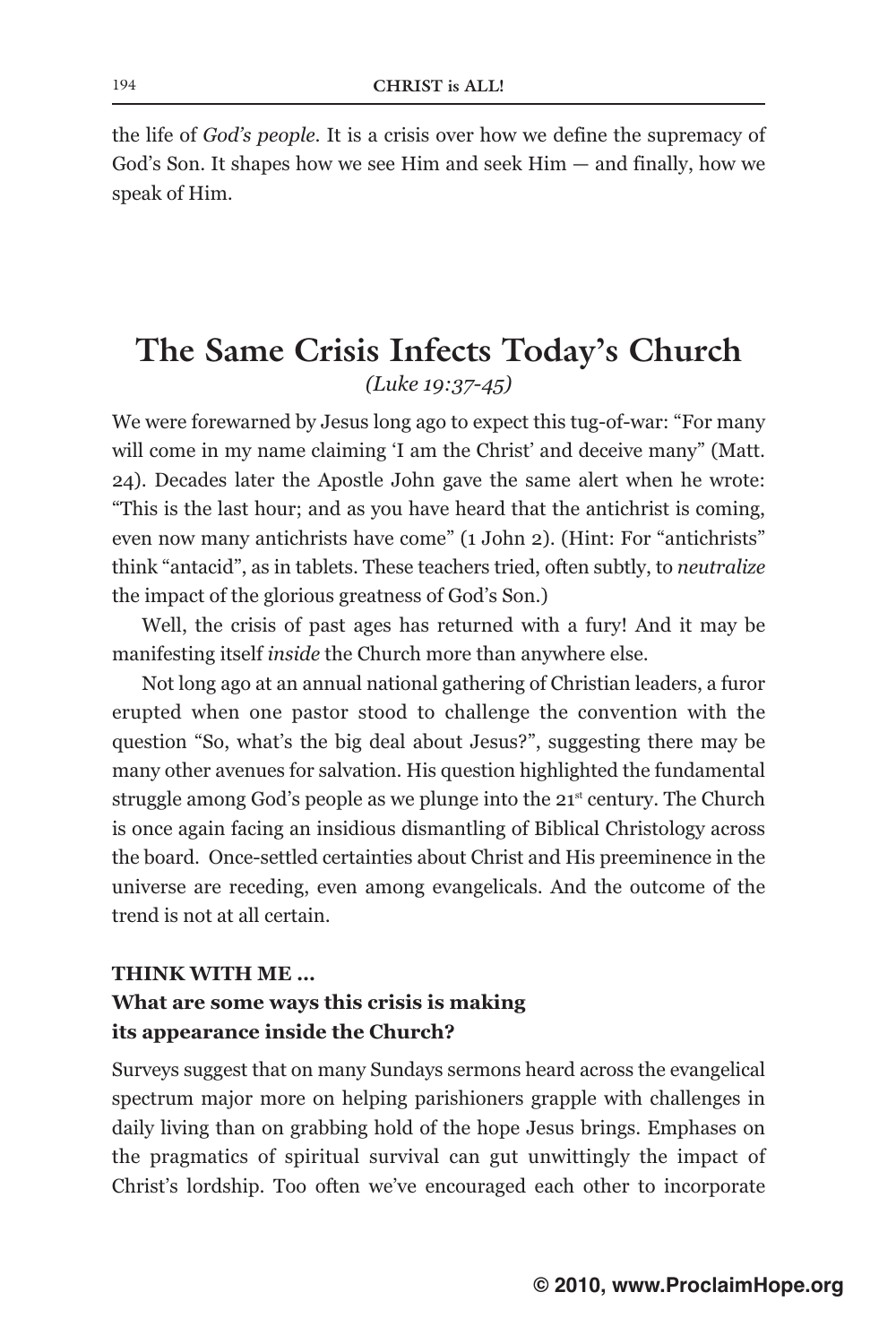the life of *God's people*. It is a crisis over how we define the supremacy of God's Son. It shapes how we see Him and seek Him — and finally, how we speak of Him.

## The Same Crisis Infects Today's Church

*(Luke 19:37-45)*

We were forewarned by Jesus long ago to expect this tug-of-war: "For many will come in my name claiming 'I am the Christ' and deceive many" (Matt. 24). Decades later the Apostle John gave the same alert when he wrote: "This is the last hour; and as you have heard that the antichrist is coming, even now many antichrists have come" (1 John 2). (Hint: For "antichrists" think "antacid", as in tablets. These teachers tried, often subtly, to *neutralize* the impact of the glorious greatness of God's Son.)

Well, the crisis of past ages has returned with a fury! And it may be manifesting itself *inside* the Church more than anywhere else.

Not long ago at an annual national gathering of Christian leaders, a furor erupted when one pastor stood to challenge the convention with the question "So, what's the big deal about Jesus?", suggesting there may be many other avenues for salvation. His question highlighted the fundamental struggle among God's people as we plunge into the 21st century. The Church is once again facing an insidious dismantling of Biblical Christology across the board. Once-settled certainties about Christ and His preeminence in the universe are receding, even among evangelicals. And the outcome of the trend is not at all certain.

**THINK WITH ME ...**
**What are some ways this crisis is making its appearance inside the Church?**

Surveys suggest that on many Sundays sermons heard across the evangelical spectrum major more on helping parishioners grapple with challenges in daily living than on grabbing hold of the hope Jesus brings. Emphases on the pragmatics of spiritual survival can gut unwittingly the impact of Christ's lordship. Too often we've encouraged each other to incorporate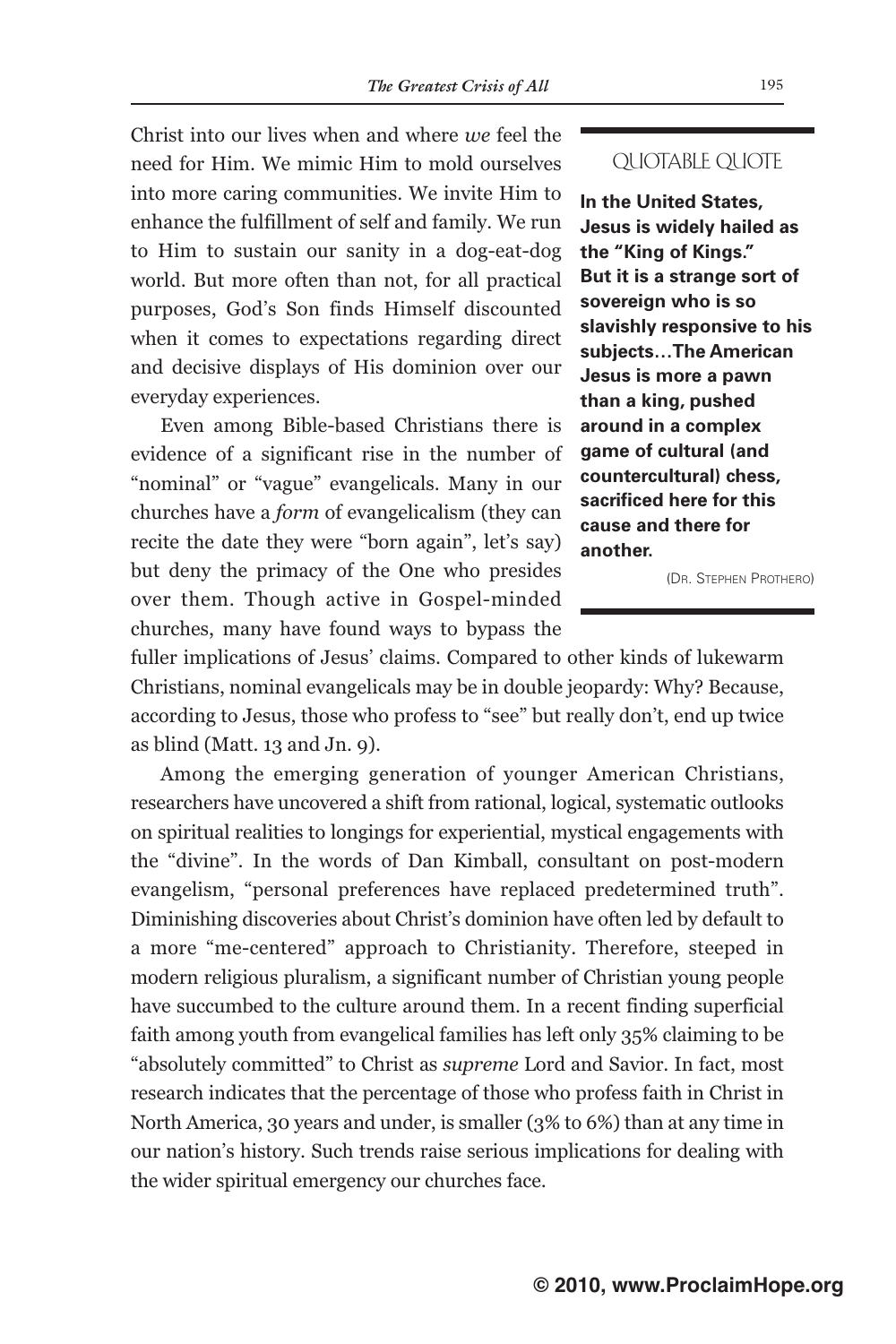Christ into our lives when and where *we* feel the need for Him. We mimic Him to mold ourselves into more caring communities. We invite Him to enhance the fulfillment of self and family. We run to Him to sustain our sanity in a dog-eat-dog world. But more often than not, for all practical purposes, God's Son finds Himself discounted when it comes to expectations regarding direct and decisive displays of His dominion over our everyday experiences.

Even among Bible-based Christians there is evidence of a significant rise in the number of "nominal" or "vague" evangelicals. Many in our churches have a *form* of evangelicalism (they can recite the date they were "born again", let's say) but deny the primacy of the One who presides over them. Though active in Gospel-minded churches, many have found ways to bypass the fuller implications of Jesus' claims. Compared to other kinds of lukewarm Christians, nominal evangelicals may be in double jeopardy: Why? Because, according to Jesus, those who profess to "see" but really don't, end up twice as blind (Matt. 13 and Jn. 9).

> QUOTABLE QUOTE
>
> **In the United States, Jesus is widely hailed as the "King of Kings." But it is a strange sort of sovereign who is so slavishly responsive to his subjects…The American Jesus is more a pawn than a king, pushed around in a complex game of cultural (and countercultural) chess, sacrificed here for this cause and there for another.**
>
> (Dr. Stephen Prothero)

Among the emerging generation of younger American Christians, researchers have uncovered a shift from rational, logical, systematic outlooks on spiritual realities to longings for experiential, mystical engagements with the "divine". In the words of Dan Kimball, consultant on post-modern evangelism, "personal preferences have replaced predetermined truth". Diminishing discoveries about Christ's dominion have often led by default to a more "me-centered" approach to Christianity. Therefore, steeped in modern religious pluralism, a significant number of Christian young people have succumbed to the culture around them. In a recent finding superficial faith among youth from evangelical families has left only 35% claiming to be "absolutely committed" to Christ as *supreme* Lord and Savior. In fact, most research indicates that the percentage of those who profess faith in Christ in North America, 30 years and under, is smaller (3% to 6%) than at any time in our nation's history. Such trends raise serious implications for dealing with the wider spiritual emergency our churches face.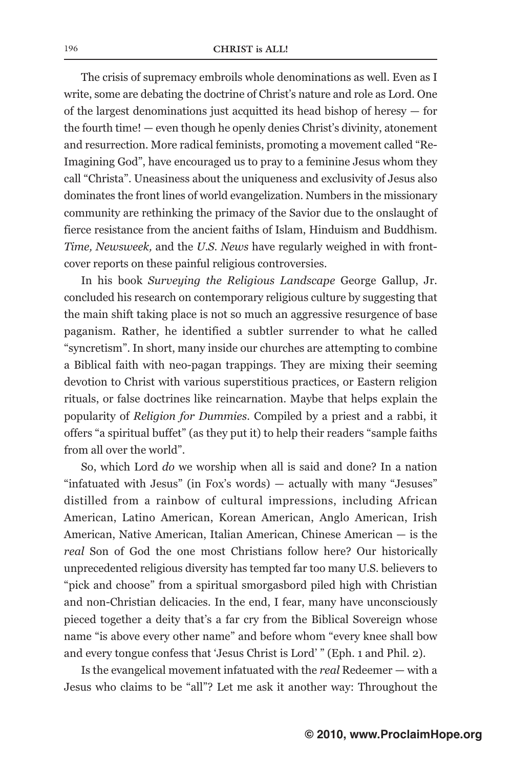The crisis of supremacy embroils whole denominations as well. Even as I write, some are debating the doctrine of Christ's nature and role as Lord. One of the largest denominations just acquitted its head bishop of heresy — for the fourth time! — even though he openly denies Christ's divinity, atonement and resurrection. More radical feminists, promoting a movement called "Re-Imagining God", have encouraged us to pray to a feminine Jesus whom they call "Christa". Uneasiness about the uniqueness and exclusivity of Jesus also dominates the front lines of world evangelization. Numbers in the missionary community are rethinking the primacy of the Savior due to the onslaught of fierce resistance from the ancient faiths of Islam, Hinduism and Buddhism. *Time, Newsweek,* and the *U.S. News* have regularly weighed in with front-cover reports on these painful religious controversies.

In his book *Surveying the Religious Landscape* George Gallup, Jr. concluded his research on contemporary religious culture by suggesting that the main shift taking place is not so much an aggressive resurgence of base paganism. Rather, he identified a subtler surrender to what he called "syncretism". In short, many inside our churches are attempting to combine a Biblical faith with neo-pagan trappings. They are mixing their seeming devotion to Christ with various superstitious practices, or Eastern religion rituals, or false doctrines like reincarnation. Maybe that helps explain the popularity of *Religion for Dummies*. Compiled by a priest and a rabbi, it offers "a spiritual buffet" (as they put it) to help their readers "sample faiths from all over the world".

So, which Lord *do* we worship when all is said and done? In a nation "infatuated with Jesus" (in Fox's words) — actually with many "Jesuses" distilled from a rainbow of cultural impressions, including African American, Latino American, Korean American, Anglo American, Irish American, Native American, Italian American, Chinese American — is the *real* Son of God the one most Christians follow here? Our historically unprecedented religious diversity has tempted far too many U.S. believers to "pick and choose" from a spiritual smorgasbord piled high with Christian and non-Christian delicacies. In the end, I fear, many have unconsciously pieced together a deity that's a far cry from the Biblical Sovereign whose name "is above every other name" and before whom "every knee shall bow and every tongue confess that 'Jesus Christ is Lord' " (Eph. 1 and Phil. 2).

Is the evangelical movement infatuated with the *real* Redeemer — with a Jesus who claims to be "all"? Let me ask it another way: Throughout the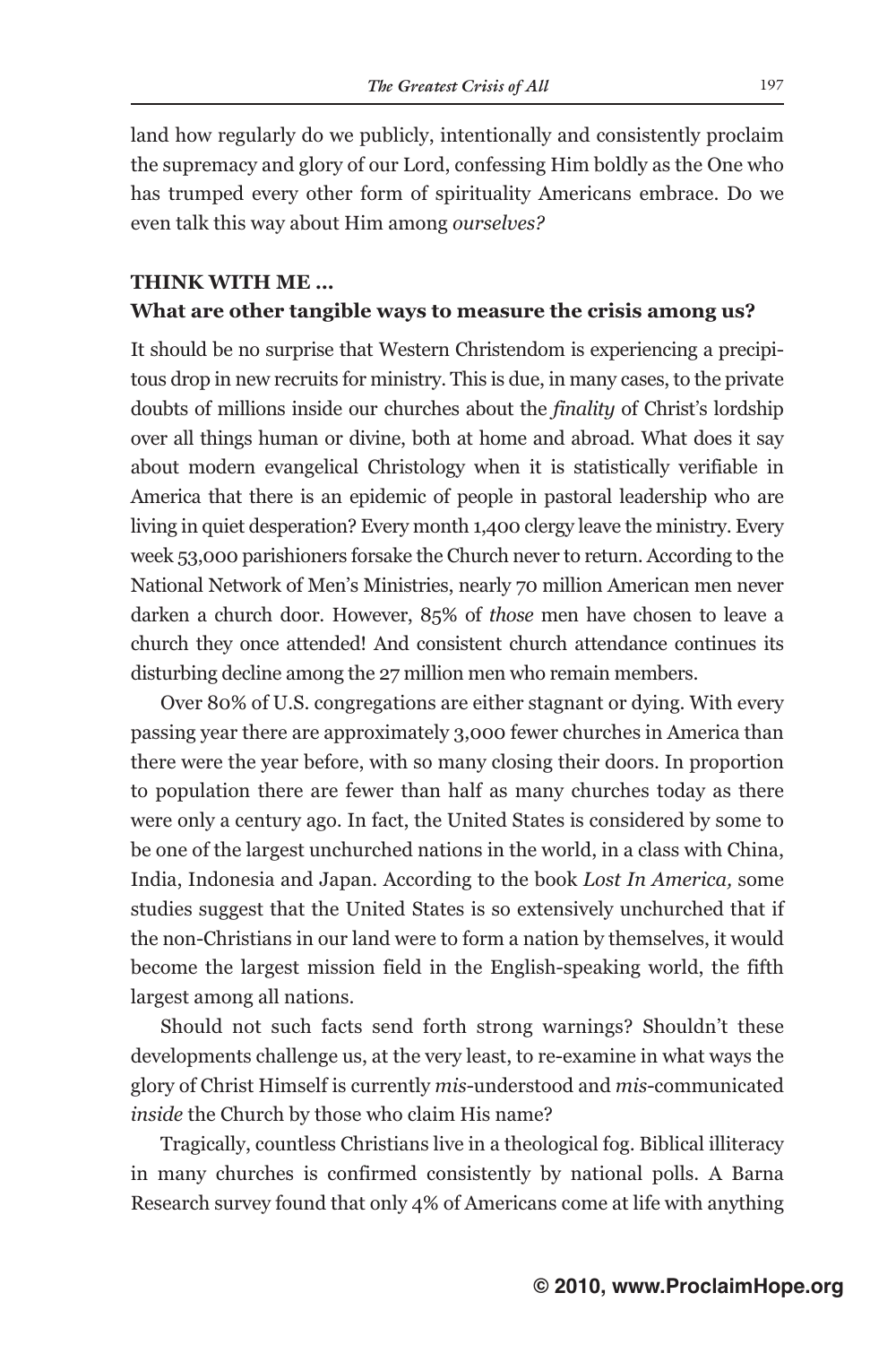land how regularly do we publicly, intentionally and consistently proclaim the supremacy and glory of our Lord, confessing Him boldly as the One who has trumped every other form of spirituality Americans embrace. Do we even talk this way about Him among *ourselves?*

**THINK WITH ME ...**
**What are other tangible ways to measure the crisis among us?**

It should be no surprise that Western Christendom is experiencing a precipitous drop in new recruits for ministry. This is due, in many cases, to the private doubts of millions inside our churches about the *finality* of Christ's lordship over all things human or divine, both at home and abroad. What does it say about modern evangelical Christology when it is statistically verifiable in America that there is an epidemic of people in pastoral leadership who are living in quiet desperation? Every month 1,400 clergy leave the ministry. Every week 53,000 parishioners forsake the Church never to return. According to the National Network of Men's Ministries, nearly 70 million American men never darken a church door. However, 85% of *those* men have chosen to leave a church they once attended! And consistent church attendance continues its disturbing decline among the 27 million men who remain members.

Over 80% of U.S. congregations are either stagnant or dying. With every passing year there are approximately 3,000 fewer churches in America than there were the year before, with so many closing their doors. In proportion to population there are fewer than half as many churches today as there were only a century ago. In fact, the United States is considered by some to be one of the largest unchurched nations in the world, in a class with China, India, Indonesia and Japan. According to the book *Lost In America,* some studies suggest that the United States is so extensively unchurched that if the non-Christians in our land were to form a nation by themselves, it would become the largest mission field in the English-speaking world, the fifth largest among all nations.

Should not such facts send forth strong warnings? Shouldn't these developments challenge us, at the very least, to re-examine in what ways the glory of Christ Himself is currently *mis*-understood and *mis*-communicated *inside* the Church by those who claim His name?

Tragically, countless Christians live in a theological fog. Biblical illiteracy in many churches is confirmed consistently by national polls. A Barna Research survey found that only 4% of Americans come at life with anything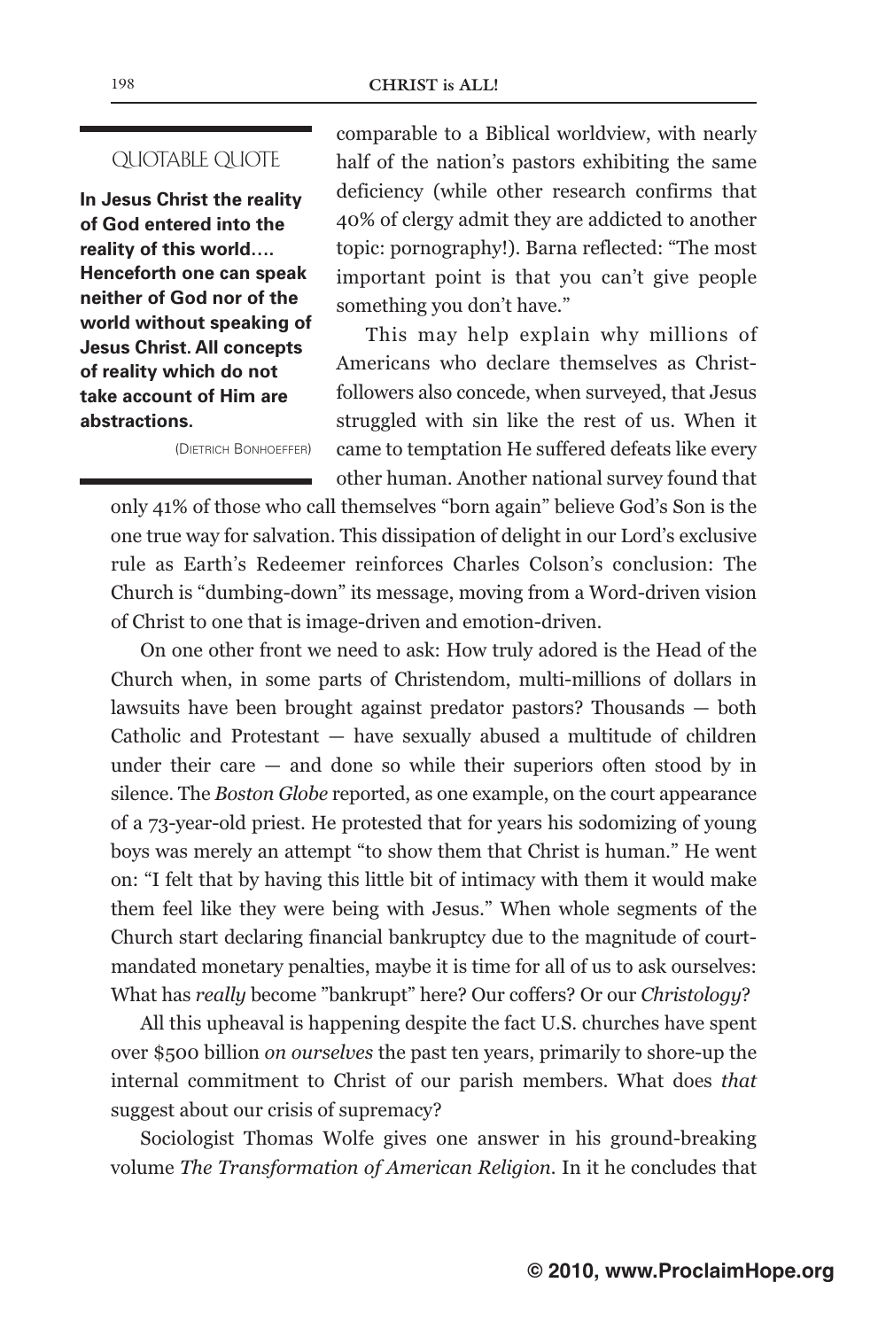### QUOTABLE QUOTE

**In Jesus Christ the reality of God entered into the reality of this world…. Henceforth one can speak neither of God nor of the world without speaking of Jesus Christ. All concepts of reality which do not take account of Him are abstractions.**

(DIETRICH BONHOEFFER)

comparable to a Biblical worldview, with nearly half of the nation's pastors exhibiting the same deficiency (while other research confirms that 40% of clergy admit they are addicted to another topic: pornography!). Barna reflected: "The most important point is that you can't give people something you don't have."

This may help explain why millions of Americans who declare themselves as Christ-followers also concede, when surveyed, that Jesus struggled with sin like the rest of us. When it came to temptation He suffered defeats like every other human. Another national survey found that only 41% of those who call themselves "born again" believe God's Son is the one true way for salvation. This dissipation of delight in our Lord's exclusive rule as Earth's Redeemer reinforces Charles Colson's conclusion: The Church is "dumbing-down" its message, moving from a Word-driven vision of Christ to one that is image-driven and emotion-driven.

On one other front we need to ask: How truly adored is the Head of the Church when, in some parts of Christendom, multi-millions of dollars in lawsuits have been brought against predator pastors? Thousands — both Catholic and Protestant — have sexually abused a multitude of children under their care — and done so while their superiors often stood by in silence. The *Boston Globe* reported, as one example, on the court appearance of a 73-year-old priest. He protested that for years his sodomizing of young boys was merely an attempt "to show them that Christ is human." He went on: "I felt that by having this little bit of intimacy with them it would make them feel like they were being with Jesus." When whole segments of the Church start declaring financial bankruptcy due to the magnitude of court-mandated monetary penalties, maybe it is time for all of us to ask ourselves: What has *really* become "bankrupt" here? Our coffers? Or our *Christology*?

All this upheaval is happening despite the fact U.S. churches have spent over $500 billion *on ourselves* the past ten years, primarily to shore-up the internal commitment to Christ of our parish members. What does *that* suggest about our crisis of supremacy?

Sociologist Thomas Wolfe gives one answer in his ground-breaking volume *The Transformation of American Religion*. In it he concludes that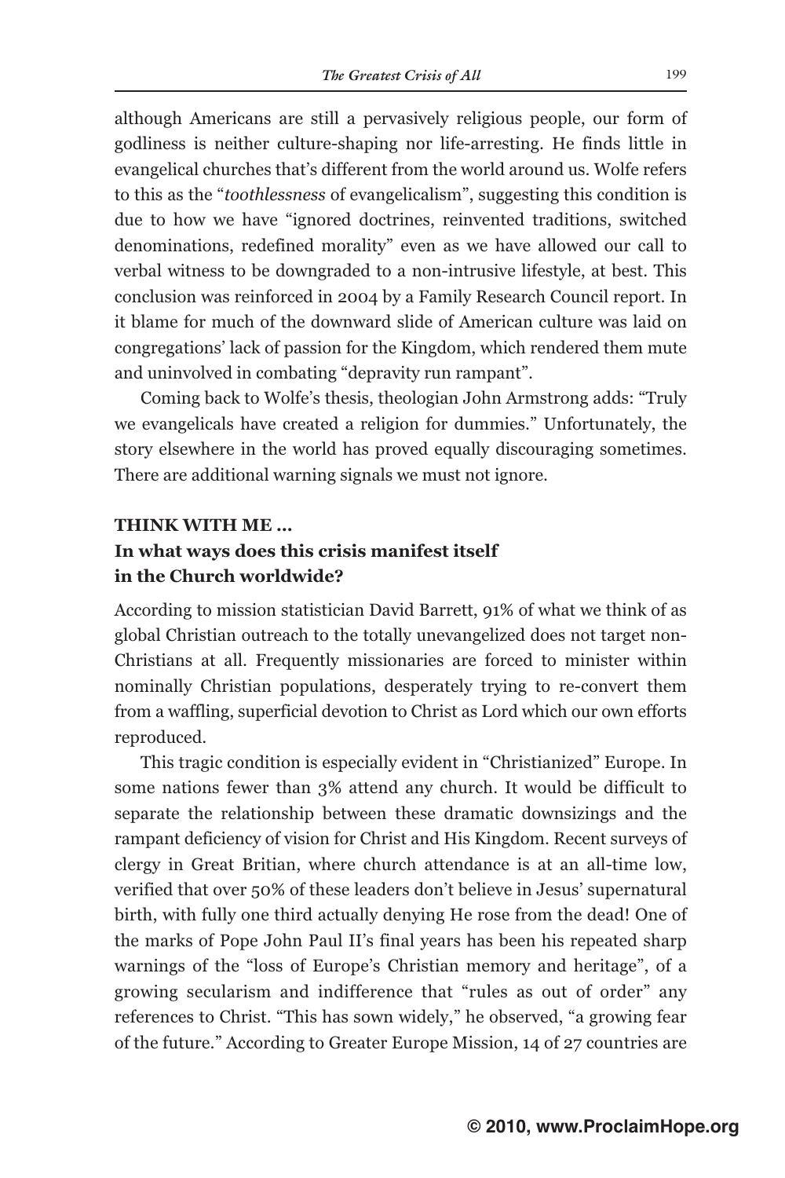although Americans are still a pervasively religious people, our form of godliness is neither culture-shaping nor life-arresting. He finds little in evangelical churches that's different from the world around us. Wolfe refers to this as the "*toothlessness* of evangelicalism", suggesting this condition is due to how we have "ignored doctrines, reinvented traditions, switched denominations, redefined morality" even as we have allowed our call to verbal witness to be downgraded to a non-intrusive lifestyle, at best. This conclusion was reinforced in 2004 by a Family Research Council report. In it blame for much of the downward slide of American culture was laid on congregations' lack of passion for the Kingdom, which rendered them mute and uninvolved in combating "depravity run rampant".

Coming back to Wolfe's thesis, theologian John Armstrong adds: "Truly we evangelicals have created a religion for dummies." Unfortunately, the story elsewhere in the world has proved equally discouraging sometimes. There are additional warning signals we must not ignore.

### THINK WITH ME …
### In what ways does this crisis manifest itself in the Church worldwide?

According to mission statistician David Barrett, 91% of what we think of as global Christian outreach to the totally unevangelized does not target non-Christians at all. Frequently missionaries are forced to minister within nominally Christian populations, desperately trying to re-convert them from a waffling, superficial devotion to Christ as Lord which our own efforts reproduced.

This tragic condition is especially evident in "Christianized" Europe. In some nations fewer than 3% attend any church. It would be difficult to separate the relationship between these dramatic downsizings and the rampant deficiency of vision for Christ and His Kingdom. Recent surveys of clergy in Great Britian, where church attendance is at an all-time low, verified that over 50% of these leaders don't believe in Jesus' supernatural birth, with fully one third actually denying He rose from the dead! One of the marks of Pope John Paul II's final years has been his repeated sharp warnings of the "loss of Europe's Christian memory and heritage", of a growing secularism and indifference that "rules as out of order" any references to Christ. "This has sown widely," he observed, "a growing fear of the future." According to Greater Europe Mission, 14 of 27 countries are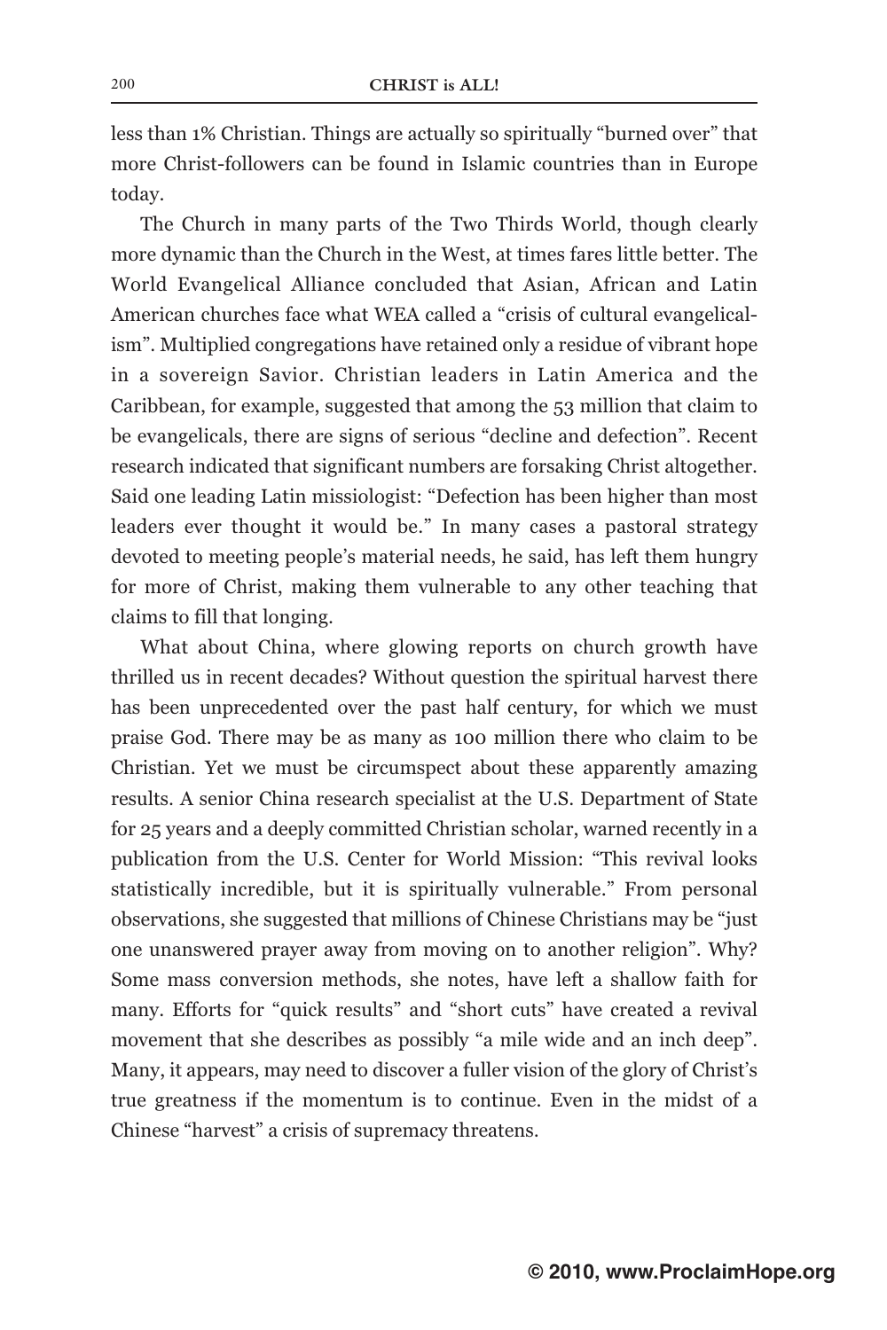less than 1% Christian. Things are actually so spiritually "burned over" that more Christ-followers can be found in Islamic countries than in Europe today.

The Church in many parts of the Two Thirds World, though clearly more dynamic than the Church in the West, at times fares little better. The World Evangelical Alliance concluded that Asian, African and Latin American churches face what WEA called a "crisis of cultural evangelicalism". Multiplied congregations have retained only a residue of vibrant hope in a sovereign Savior. Christian leaders in Latin America and the Caribbean, for example, suggested that among the 53 million that claim to be evangelicals, there are signs of serious "decline and defection". Recent research indicated that significant numbers are forsaking Christ altogether. Said one leading Latin missiologist: "Defection has been higher than most leaders ever thought it would be." In many cases a pastoral strategy devoted to meeting people's material needs, he said, has left them hungry for more of Christ, making them vulnerable to any other teaching that claims to fill that longing.

What about China, where glowing reports on church growth have thrilled us in recent decades? Without question the spiritual harvest there has been unprecedented over the past half century, for which we must praise God. There may be as many as 100 million there who claim to be Christian. Yet we must be circumspect about these apparently amazing results. A senior China research specialist at the U.S. Department of State for 25 years and a deeply committed Christian scholar, warned recently in a publication from the U.S. Center for World Mission: "This revival looks statistically incredible, but it is spiritually vulnerable." From personal observations, she suggested that millions of Chinese Christians may be "just one unanswered prayer away from moving on to another religion". Why? Some mass conversion methods, she notes, have left a shallow faith for many. Efforts for "quick results" and "short cuts" have created a revival movement that she describes as possibly "a mile wide and an inch deep". Many, it appears, may need to discover a fuller vision of the glory of Christ's true greatness if the momentum is to continue. Even in the midst of a Chinese "harvest" a crisis of supremacy threatens.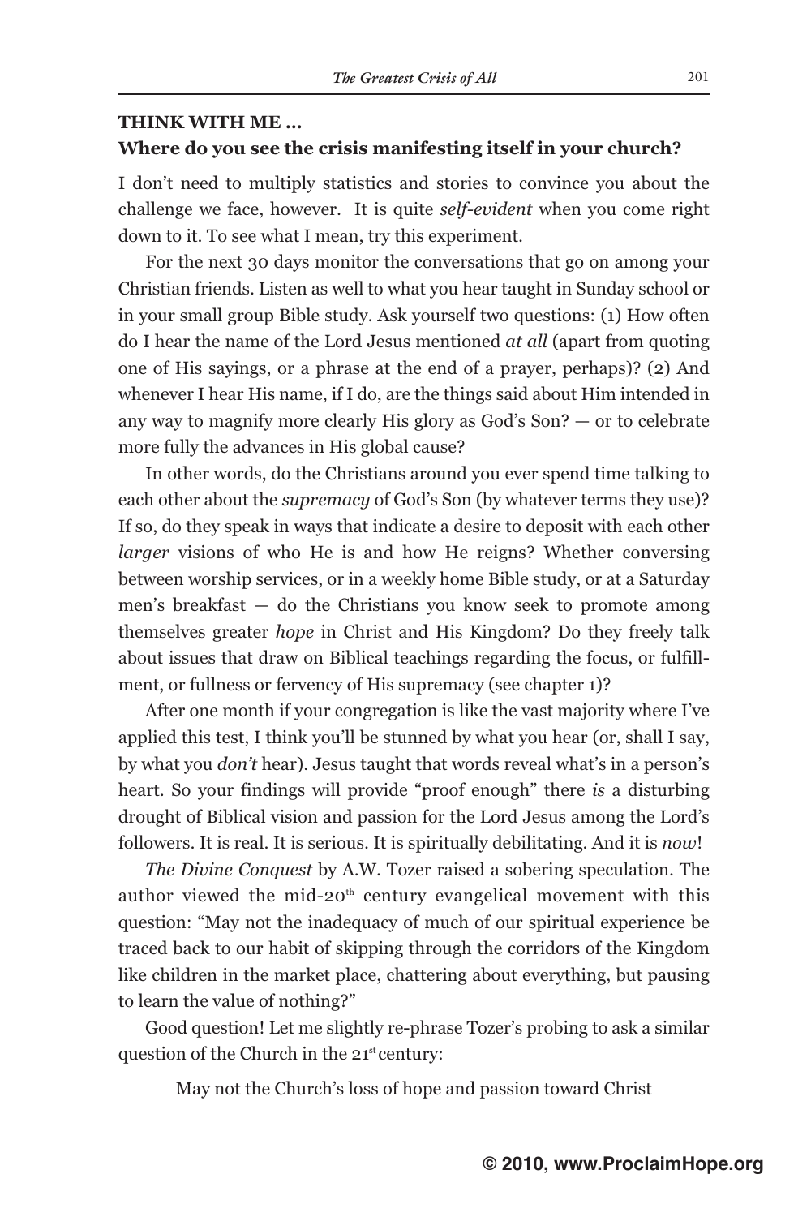**THINK WITH ME ...**
**Where do you see the crisis manifesting itself in your church?**

I don't need to multiply statistics and stories to convince you about the challenge we face, however. It is quite *self-evident* when you come right down to it. To see what I mean, try this experiment.

For the next 30 days monitor the conversations that go on among your Christian friends. Listen as well to what you hear taught in Sunday school or in your small group Bible study. Ask yourself two questions: (1) How often do I hear the name of the Lord Jesus mentioned *at all* (apart from quoting one of His sayings, or a phrase at the end of a prayer, perhaps)? (2) And whenever I hear His name, if I do, are the things said about Him intended in any way to magnify more clearly His glory as God's Son? — or to celebrate more fully the advances in His global cause?

In other words, do the Christians around you ever spend time talking to each other about the *supremacy* of God's Son (by whatever terms they use)? If so, do they speak in ways that indicate a desire to deposit with each other *larger* visions of who He is and how He reigns? Whether conversing between worship services, or in a weekly home Bible study, or at a Saturday men's breakfast — do the Christians you know seek to promote among themselves greater *hope* in Christ and His Kingdom? Do they freely talk about issues that draw on Biblical teachings regarding the focus, or fulfillment, or fullness or fervency of His supremacy (see chapter 1)?

After one month if your congregation is like the vast majority where I've applied this test, I think you'll be stunned by what you hear (or, shall I say, by what you *don't* hear). Jesus taught that words reveal what's in a person's heart. So your findings will provide "proof enough" there *is* a disturbing drought of Biblical vision and passion for the Lord Jesus among the Lord's followers. It is real. It is serious. It is spiritually debilitating. And it is *now*!

*The Divine Conquest* by A.W. Tozer raised a sobering speculation. The author viewed the mid-20th century evangelical movement with this question: "May not the inadequacy of much of our spiritual experience be traced back to our habit of skipping through the corridors of the Kingdom like children in the market place, chattering about everything, but pausing to learn the value of nothing?"

Good question! Let me slightly re-phrase Tozer's probing to ask a similar question of the Church in the 21st century:

May not the Church's loss of hope and passion toward Christ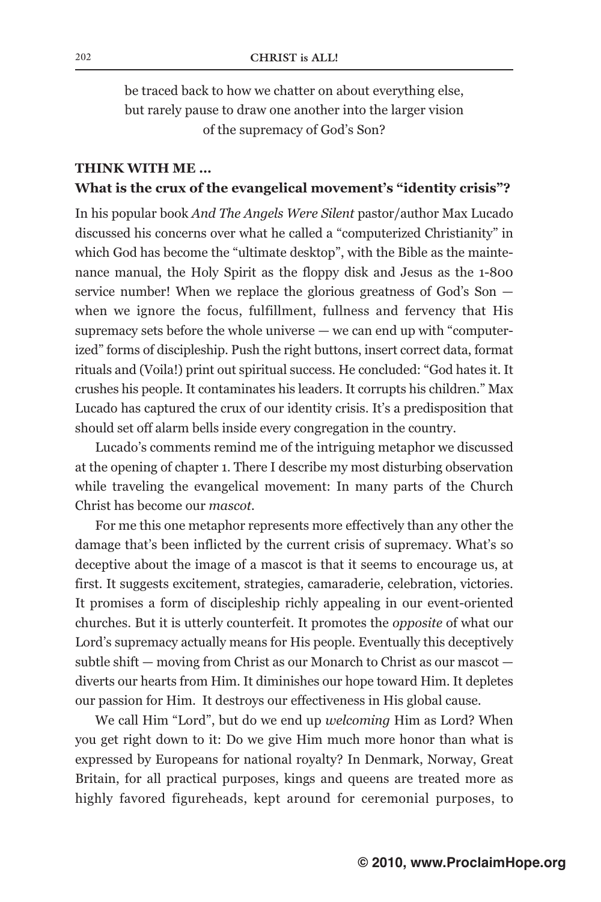be traced back to how we chatter on about everything else, but rarely pause to draw one another into the larger vision of the supremacy of God's Son?

**THINK WITH ME …**
**What is the crux of the evangelical movement's "identity crisis"?**

In his popular book *And The Angels Were Silent* pastor/author Max Lucado discussed his concerns over what he called a "computerized Christianity" in which God has become the "ultimate desktop", with the Bible as the maintenance manual, the Holy Spirit as the floppy disk and Jesus as the 1-800 service number! When we replace the glorious greatness of God's Son — when we ignore the focus, fulfillment, fullness and fervency that His supremacy sets before the whole universe — we can end up with "computerized" forms of discipleship. Push the right buttons, insert correct data, format rituals and (Voila!) print out spiritual success. He concluded: "God hates it. It crushes his people. It contaminates his leaders. It corrupts his children." Max Lucado has captured the crux of our identity crisis. It's a predisposition that should set off alarm bells inside every congregation in the country.

Lucado's comments remind me of the intriguing metaphor we discussed at the opening of chapter 1. There I describe my most disturbing observation while traveling the evangelical movement: In many parts of the Church Christ has become our *mascot*.

For me this one metaphor represents more effectively than any other the damage that's been inflicted by the current crisis of supremacy. What's so deceptive about the image of a mascot is that it seems to encourage us, at first. It suggests excitement, strategies, camaraderie, celebration, victories. It promises a form of discipleship richly appealing in our event-oriented churches. But it is utterly counterfeit. It promotes the *opposite* of what our Lord's supremacy actually means for His people. Eventually this deceptively subtle shift — moving from Christ as our Monarch to Christ as our mascot — diverts our hearts from Him. It diminishes our hope toward Him. It depletes our passion for Him. It destroys our effectiveness in His global cause.

We call Him "Lord", but do we end up *welcoming* Him as Lord? When you get right down to it: Do we give Him much more honor than what is expressed by Europeans for national royalty? In Denmark, Norway, Great Britain, for all practical purposes, kings and queens are treated more as highly favored figureheads, kept around for ceremonial purposes, to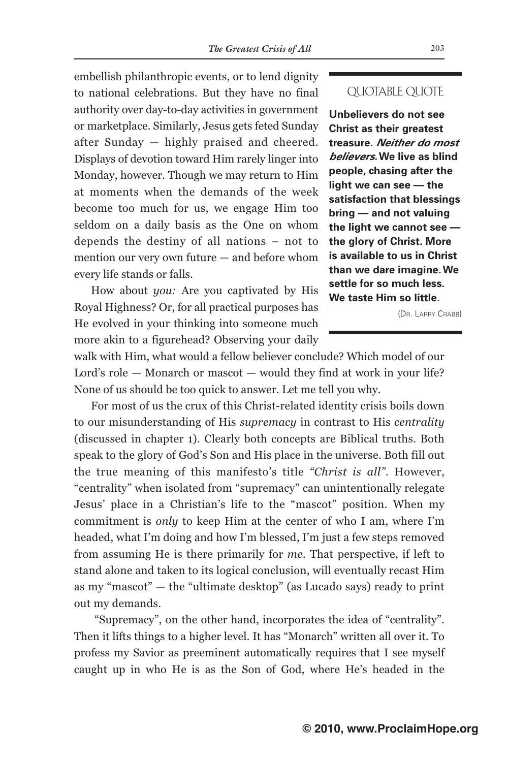embellish philanthropic events, or to lend dignity to national celebrations. But they have no final authority over day-to-day activities in government or marketplace. Similarly, Jesus gets feted Sunday after Sunday — highly praised and cheered. Displays of devotion toward Him rarely linger into Monday, however. Though we may return to Him at moments when the demands of the week become too much for us, we engage Him too seldom on a daily basis as the One on whom depends the destiny of all nations – not to mention our very own future — and before whom every life stands or falls.

How about *you:* Are you captivated by His Royal Highness? Or, for all practical purposes has He evolved in your thinking into someone much more akin to a figurehead? Observing your daily walk with Him, what would a fellow believer conclude? Which model of our Lord's role — Monarch or mascot — would they find at work in your life? None of us should be too quick to answer. Let me tell you why.

> QUOTABLE QUOTE
>
> **Unbelievers do not see Christ as their greatest treasure. *Neither do most believers.* We live as blind people, chasing after the light we can see — the satisfaction that blessings bring — and not valuing the light we cannot see — the glory of Christ. More is available to us in Christ than we dare imagine. We settle for so much less. We taste Him so little.**
>
> (Dr. Larry Crabb)

For most of us the crux of this Christ-related identity crisis boils down to our misunderstanding of His *supremacy* in contrast to His *centrality* (discussed in chapter 1). Clearly both concepts are Biblical truths. Both speak to the glory of God's Son and His place in the universe. Both fill out the true meaning of this manifesto's title *"Christ is all"*. However, "centrality" when isolated from "supremacy" can unintentionally relegate Jesus' place in a Christian's life to the "mascot" position. When my commitment is *only* to keep Him at the center of who I am, where I'm headed, what I'm doing and how I'm blessed, I'm just a few steps removed from assuming He is there primarily for *me*. That perspective, if left to stand alone and taken to its logical conclusion, will eventually recast Him as my "mascot" — the "ultimate desktop" (as Lucado says) ready to print out my demands.

"Supremacy", on the other hand, incorporates the idea of "centrality". Then it lifts things to a higher level. It has "Monarch" written all over it. To profess my Savior as preeminent automatically requires that I see myself caught up in who He is as the Son of God, where He's headed in the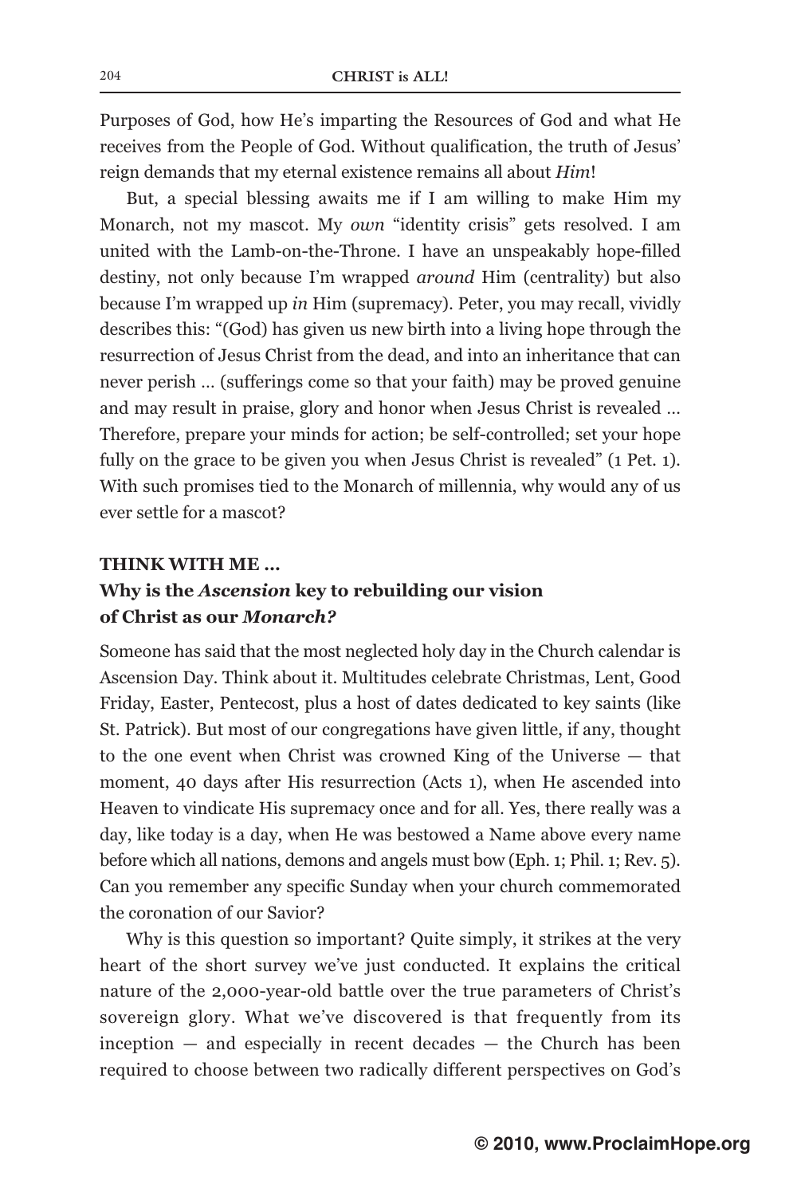Purposes of God, how He's imparting the Resources of God and what He receives from the People of God. Without qualification, the truth of Jesus' reign demands that my eternal existence remains all about *Him*!

But, a special blessing awaits me if I am willing to make Him my Monarch, not my mascot. My *own* "identity crisis" gets resolved. I am united with the Lamb-on-the-Throne. I have an unspeakably hope-filled destiny, not only because I'm wrapped *around* Him (centrality) but also because I'm wrapped up *in* Him (supremacy). Peter, you may recall, vividly describes this: "(God) has given us new birth into a living hope through the resurrection of Jesus Christ from the dead, and into an inheritance that can never perish … (sufferings come so that your faith) may be proved genuine and may result in praise, glory and honor when Jesus Christ is revealed … Therefore, prepare your minds for action; be self-controlled; set your hope fully on the grace to be given you when Jesus Christ is revealed" (1 Pet. 1). With such promises tied to the Monarch of millennia, why would any of us ever settle for a mascot?

**THINK WITH ME …**

**Why is the *Ascension* key to rebuilding our vision of Christ as our *Monarch?***

Someone has said that the most neglected holy day in the Church calendar is Ascension Day. Think about it. Multitudes celebrate Christmas, Lent, Good Friday, Easter, Pentecost, plus a host of dates dedicated to key saints (like St. Patrick). But most of our congregations have given little, if any, thought to the one event when Christ was crowned King of the Universe — that moment, 40 days after His resurrection (Acts 1), when He ascended into Heaven to vindicate His supremacy once and for all. Yes, there really was a day, like today is a day, when He was bestowed a Name above every name before which all nations, demons and angels must bow (Eph. 1; Phil. 1; Rev. 5). Can you remember any specific Sunday when your church commemorated the coronation of our Savior?

Why is this question so important? Quite simply, it strikes at the very heart of the short survey we've just conducted. It explains the critical nature of the 2,000-year-old battle over the true parameters of Christ's sovereign glory. What we've discovered is that frequently from its inception — and especially in recent decades — the Church has been required to choose between two radically different perspectives on God's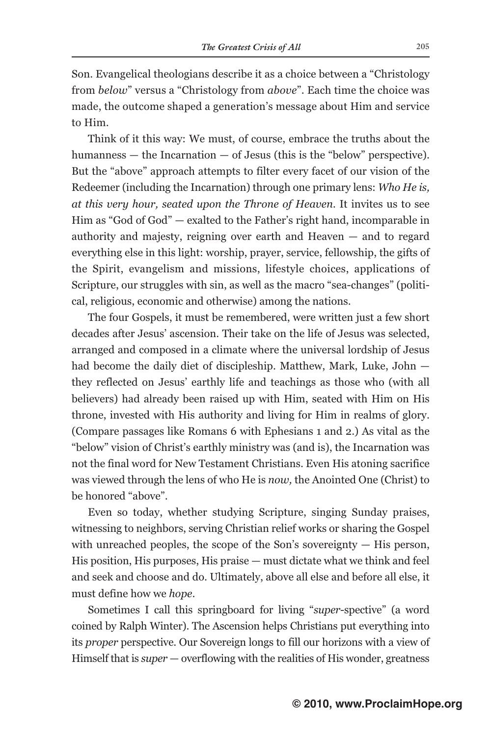Son. Evangelical theologians describe it as a choice between a "Christology from *below*" versus a "Christology from *above*". Each time the choice was made, the outcome shaped a generation's message about Him and service to Him.

Think of it this way: We must, of course, embrace the truths about the humanness — the Incarnation — of Jesus (this is the "below" perspective). But the "above" approach attempts to filter every facet of our vision of the Redeemer (including the Incarnation) through one primary lens: *Who He is, at this very hour, seated upon the Throne of Heaven*. It invites us to see Him as "God of God" — exalted to the Father's right hand, incomparable in authority and majesty, reigning over earth and Heaven — and to regard everything else in this light: worship, prayer, service, fellowship, the gifts of the Spirit, evangelism and missions, lifestyle choices, applications of Scripture, our struggles with sin, as well as the macro "sea-changes" (political, religious, economic and otherwise) among the nations.

The four Gospels, it must be remembered, were written just a few short decades after Jesus' ascension. Their take on the life of Jesus was selected, arranged and composed in a climate where the universal lordship of Jesus had become the daily diet of discipleship. Matthew, Mark, Luke, John — they reflected on Jesus' earthly life and teachings as those who (with all believers) had already been raised up with Him, seated with Him on His throne, invested with His authority and living for Him in realms of glory. (Compare passages like Romans 6 with Ephesians 1 and 2.) As vital as the "below" vision of Christ's earthly ministry was (and is), the Incarnation was not the final word for New Testament Christians. Even His atoning sacrifice was viewed through the lens of who He is *now,* the Anointed One (Christ) to be honored "above".

Even so today, whether studying Scripture, singing Sunday praises, witnessing to neighbors, serving Christian relief works or sharing the Gospel with unreached peoples, the scope of the Son's sovereignty — His person, His position, His purposes, His praise — must dictate what we think and feel and seek and choose and do. Ultimately, above all else and before all else, it must define how we *hope*.

Sometimes I call this springboard for living "*super*-spective" (a word coined by Ralph Winter). The Ascension helps Christians put everything into its *proper* perspective. Our Sovereign longs to fill our horizons with a view of Himself that is *super* — overflowing with the realities of His wonder, greatness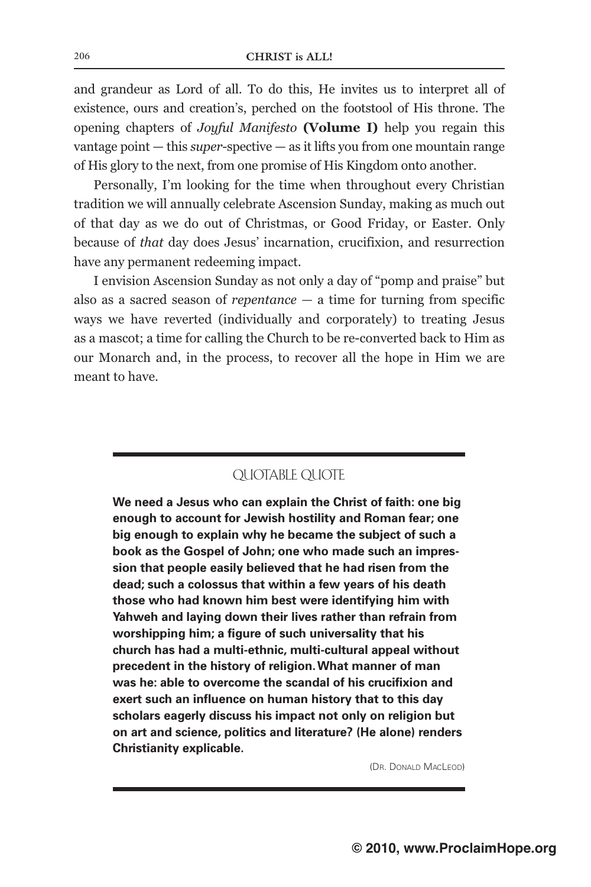and grandeur as Lord of all. To do this, He invites us to interpret all of existence, ours and creation's, perched on the footstool of His throne. The opening chapters of *Joyful Manifesto* **(Volume I)** help you regain this vantage point — this *super*-spective — as it lifts you from one mountain range of His glory to the next, from one promise of His Kingdom onto another.

Personally, I'm looking for the time when throughout every Christian tradition we will annually celebrate Ascension Sunday, making as much out of that day as we do out of Christmas, or Good Friday, or Easter. Only because of *that* day does Jesus' incarnation, crucifixion, and resurrection have any permanent redeeming impact.

I envision Ascension Sunday as not only a day of "pomp and praise" but also as a sacred season of *repentance* — a time for turning from specific ways we have reverted (individually and corporately) to treating Jesus as a mascot; a time for calling the Church to be re-converted back to Him as our Monarch and, in the process, to recover all the hope in Him we are meant to have.

---

QUOTABLE QUOTE

**We need a Jesus who can explain the Christ of faith: one big enough to account for Jewish hostility and Roman fear; one big enough to explain why he became the subject of such a book as the Gospel of John; one who made such an impression that people easily believed that he had risen from the dead; such a colossus that within a few years of his death those who had known him best were identifying him with Yahweh and laying down their lives rather than refrain from worshipping him; a figure of such universality that his church has had a multi-ethnic, multi-cultural appeal without precedent in the history of religion. What manner of man was he: able to overcome the scandal of his crucifixion and exert such an influence on human history that to this day scholars eagerly discuss his impact not only on religion but on art and science, politics and literature? (He alone) renders Christianity explicable.**

(DR. DONALD MACLEOD)

---

**© 2010, www.ProclaimHope.org**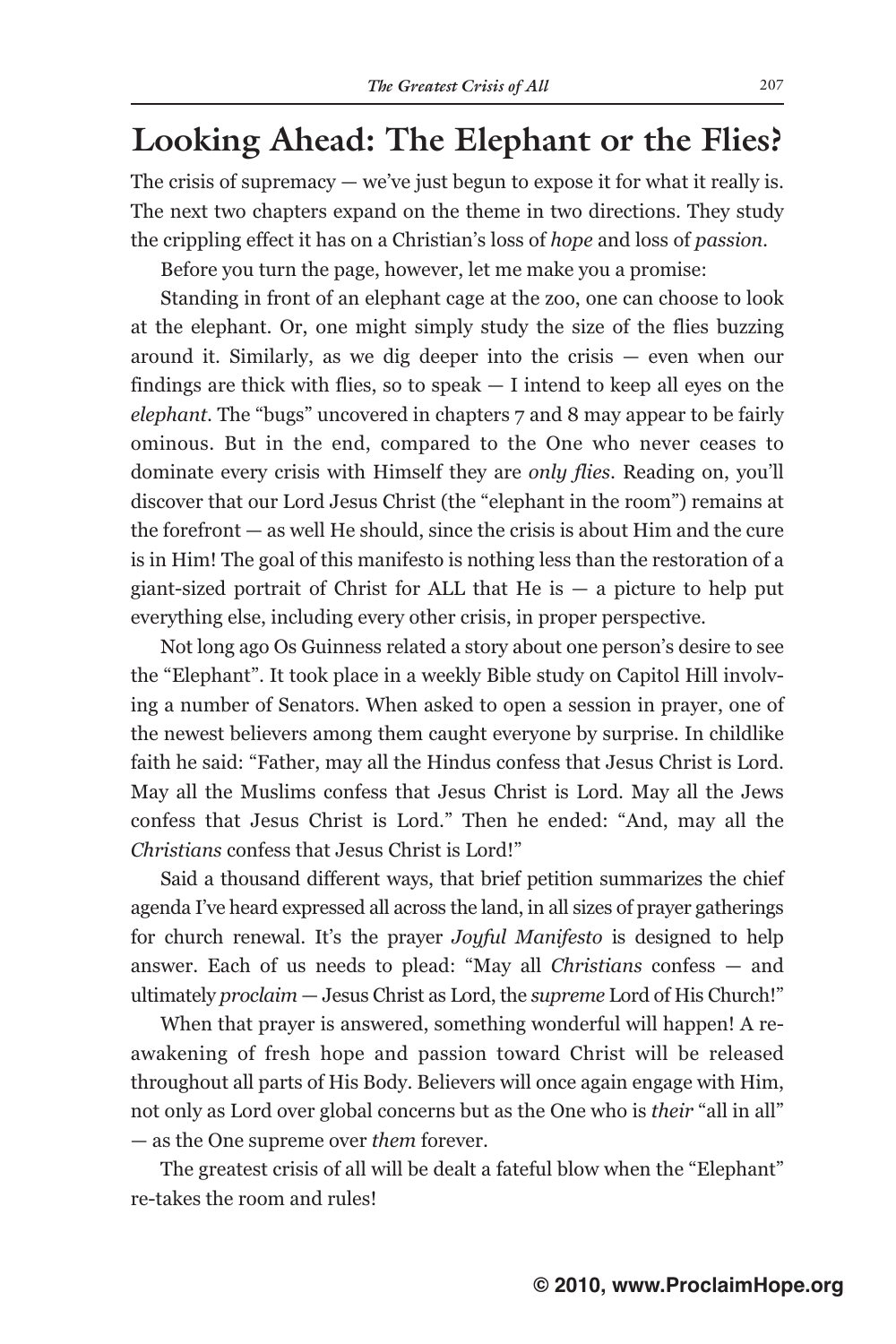## Looking Ahead: The Elephant or the Flies?

The crisis of supremacy — we've just begun to expose it for what it really is. The next two chapters expand on the theme in two directions. They study the crippling effect it has on a Christian's loss of *hope* and loss of *passion*.

Before you turn the page, however, let me make you a promise:

Standing in front of an elephant cage at the zoo, one can choose to look at the elephant. Or, one might simply study the size of the flies buzzing around it. Similarly, as we dig deeper into the crisis — even when our findings are thick with flies, so to speak — I intend to keep all eyes on the *elephant*. The "bugs" uncovered in chapters 7 and 8 may appear to be fairly ominous. But in the end, compared to the One who never ceases to dominate every crisis with Himself they are *only flies*. Reading on, you'll discover that our Lord Jesus Christ (the "elephant in the room") remains at the forefront — as well He should, since the crisis is about Him and the cure is in Him! The goal of this manifesto is nothing less than the restoration of a giant-sized portrait of Christ for ALL that He is — a picture to help put everything else, including every other crisis, in proper perspective.

Not long ago Os Guinness related a story about one person's desire to see the "Elephant". It took place in a weekly Bible study on Capitol Hill involving a number of Senators. When asked to open a session in prayer, one of the newest believers among them caught everyone by surprise. In childlike faith he said: "Father, may all the Hindus confess that Jesus Christ is Lord. May all the Muslims confess that Jesus Christ is Lord. May all the Jews confess that Jesus Christ is Lord." Then he ended: "And, may all the *Christians* confess that Jesus Christ is Lord!"

Said a thousand different ways, that brief petition summarizes the chief agenda I've heard expressed all across the land, in all sizes of prayer gatherings for church renewal. It's the prayer *Joyful Manifesto* is designed to help answer. Each of us needs to plead: "May all *Christians* confess — and ultimately *proclaim* — Jesus Christ as Lord, the *supreme* Lord of His Church!"

When that prayer is answered, something wonderful will happen! A re-awakening of fresh hope and passion toward Christ will be released throughout all parts of His Body. Believers will once again engage with Him, not only as Lord over global concerns but as the One who is *their* "all in all" — as the One supreme over *them* forever.

The greatest crisis of all will be dealt a fateful blow when the "Elephant" re-takes the room and rules!

**© 2010, www.ProclaimHope.org**